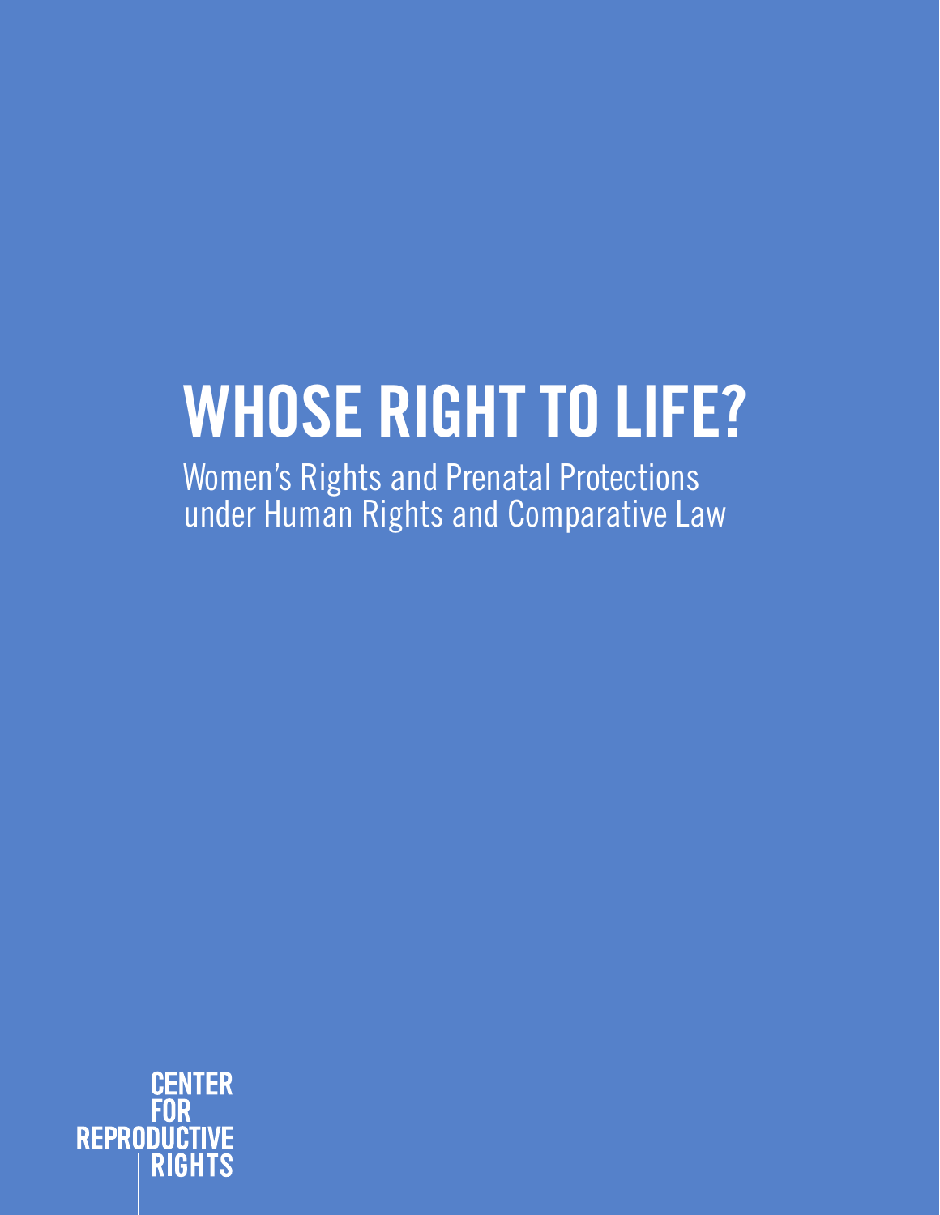# WHOSE RIGHT TO LIFE?

Women's Rights and Prenatal Protections under Human Rights and Comparative Law

CENTER FOR REPRODUCTIVE RIGHTS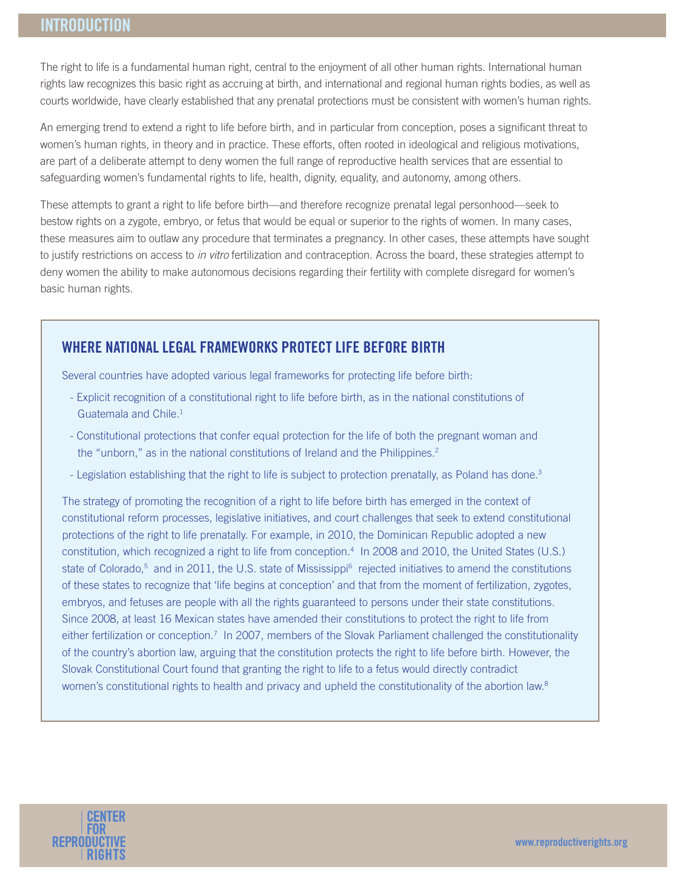## INTRODUCTION

The right to life is a fundamental human right, central to the enjoyment of all other human rights. International human rights law recognizes this basic right as accruing at birth, and international and regional human rights bodies, as well as courts worldwide, have clearly established that any prenatal protections must be consistent with women's human rights.

An emerging trend to extend a right to life before birth, and in particular from conception, poses a significant threat to women's human rights, in theory and in practice. These efforts, often rooted in ideological and religious motivations, are part of a deliberate attempt to deny women the full range of reproductive health services that are essential to safeguarding women's fundamental rights to life, health, dignity, equality, and autonomy, among others.

These attempts to grant a right to life before birth—and therefore recognize prenatal legal personhood—seek to bestow rights on a zygote, embryo, or fetus that would be equal or superior to the rights of women. In many cases, these measures aim to outlaw any procedure that terminates a pregnancy. In other cases, these attempts have sought to justify restrictions on access to *in vitro* fertilization and contraception. Across the board, these strategies attempt to deny women the ability to make autonomous decisions regarding their fertility with complete disregard for women's basic human rights.

### WHERE NATIONAL LEGAL FRAMEWORKS PROTECT LIFE BEFORE BIRTH

Several countries have adopted various legal frameworks for protecting life before birth:

- Explicit recognition of a constitutional right to life before birth, as in the national constitutions of Guatemala and Chile.[1]
- Constitutional protections that confer equal protection for the life of both the pregnant woman and the "unborn," as in the national constitutions of Ireland and the Philippines.[2]
- Legislation establishing that the right to life is subject to protection prenatally, as Poland has done.[3]

The strategy of promoting the recognition of a right to life before birth has emerged in the context of constitutional reform processes, legislative initiatives, and court challenges that seek to extend constitutional protections of the right to life prenatally. For example, in 2010, the Dominican Republic adopted a new constitution, which recognized a right to life from conception.[4] In 2008 and 2010, the United States (U.S.) state of Colorado,[5] and in 2011, the U.S. state of Mississippi[6] rejected initiatives to amend the constitutions of these states to recognize that 'life begins at conception' and that from the moment of fertilization, zygotes, embryos, and fetuses are people with all the rights guaranteed to persons under their state constitutions. Since 2008, at least 16 Mexican states have amended their constitutions to protect the right to life from either fertilization or conception.[7] In 2007, members of the Slovak Parliament challenged the constitutionality of the country's abortion law, arguing that the constitution protects the right to life before birth. However, the Slovak Constitutional Court found that granting the right to life to a fetus would directly contradict women's constitutional rights to health and privacy and upheld the constitutionality of the abortion law.[8]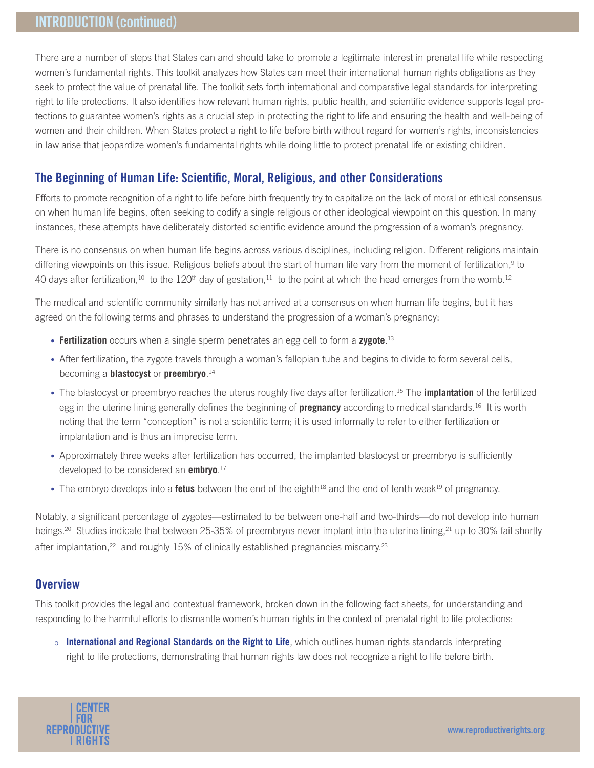## INTRODUCTION (continued)

There are a number of steps that States can and should take to promote a legitimate interest in prenatal life while respecting women's fundamental rights. This toolkit analyzes how States can meet their international human rights obligations as they seek to protect the value of prenatal life. The toolkit sets forth international and comparative legal standards for interpreting right to life protections. It also identifies how relevant human rights, public health, and scientific evidence supports legal protections to guarantee women's rights as a crucial step in protecting the right to life and ensuring the health and well-being of women and their children. When States protect a right to life before birth without regard for women's rights, inconsistencies in law arise that jeopardize women's fundamental rights while doing little to protect prenatal life or existing children.

### The Beginning of Human Life: Scientific, Moral, Religious, and other Considerations

Efforts to promote recognition of a right to life before birth frequently try to capitalize on the lack of moral or ethical consensus on when human life begins, often seeking to codify a single religious or other ideological viewpoint on this question. In many instances, these attempts have deliberately distorted scientific evidence around the progression of a woman's pregnancy.

There is no consensus on when human life begins across various disciplines, including religion. Different religions maintain differing viewpoints on this issue. Religious beliefs about the start of human life vary from the moment of fertilization,[9] to 40 days after fertilization,[10] to the 120th day of gestation,[11] to the point at which the head emerges from the womb.[12]

The medical and scientific community similarly has not arrived at a consensus on when human life begins, but it has agreed on the following terms and phrases to understand the progression of a woman's pregnancy:

- **Fertilization** occurs when a single sperm penetrates an egg cell to form a **zygote**.[13]
- After fertilization, the zygote travels through a woman's fallopian tube and begins to divide to form several cells, becoming a **blastocyst** or **preembryo**.[14]
- The blastocyst or preembryo reaches the uterus roughly five days after fertilization.[15] The **implantation** of the fertilized egg in the uterine lining generally defines the beginning of **pregnancy** according to medical standards.[16] It is worth noting that the term "conception" is not a scientific term; it is used informally to refer to either fertilization or implantation and is thus an imprecise term.
- Approximately three weeks after fertilization has occurred, the implanted blastocyst or preembryo is sufficiently developed to be considered an **embryo**.[17]
- The embryo develops into a **fetus** between the end of the eighth[18] and the end of tenth week[19] of pregnancy.

Notably, a significant percentage of zygotes—estimated to be between one-half and two-thirds—do not develop into human beings.[20] Studies indicate that between 25-35% of preembryos never implant into the uterine lining,[21] up to 30% fail shortly after implantation,[22] and roughly 15% of clinically established pregnancies miscarry.[23]

### Overview

This toolkit provides the legal and contextual framework, broken down in the following fact sheets, for understanding and responding to the harmful efforts to dismantle women's human rights in the context of prenatal right to life protections:

- **International and Regional Standards on the Right to Life**, which outlines human rights standards interpreting right to life protections, demonstrating that human rights law does not recognize a right to life before birth.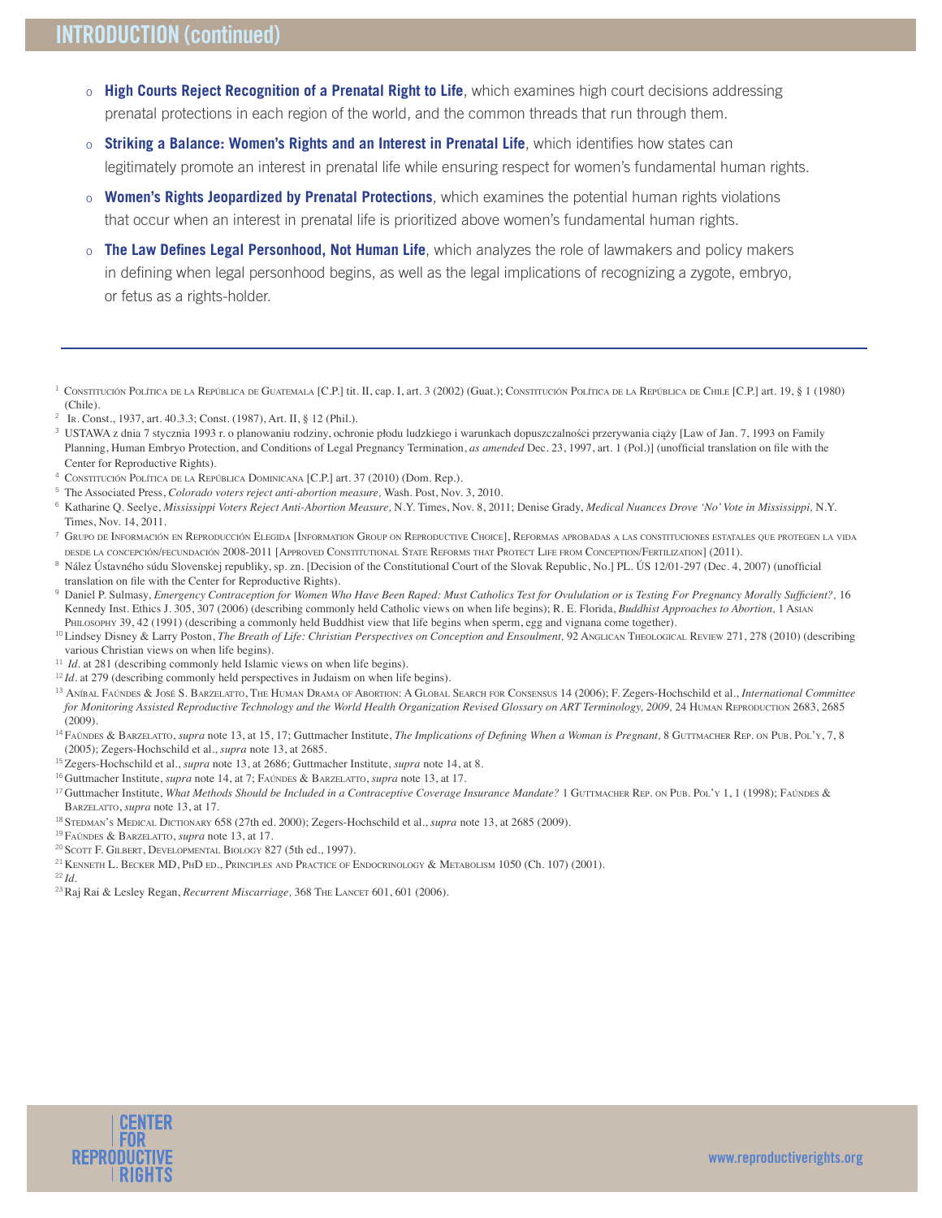## INTRODUCTION (continued)

- **High Courts Reject Recognition of a Prenatal Right to Life**, which examines high court decisions addressing prenatal protections in each region of the world, and the common threads that run through them.
- **Striking a Balance: Women's Rights and an Interest in Prenatal Life**, which identifies how states can legitimately promote an interest in prenatal life while ensuring respect for women's fundamental human rights.
- **Women's Rights Jeopardized by Prenatal Protections**, which examines the potential human rights violations that occur when an interest in prenatal life is prioritized above women's fundamental human rights.
- **The Law Defines Legal Personhood, Not Human Life**, which analyzes the role of lawmakers and policy makers in defining when legal personhood begins, as well as the legal implications of recognizing a zygote, embryo, or fetus as a rights-holder.

---

[1] Constitución Política de la República de Guatemala [C.P.] tit. II, cap. I, art. 3 (2002) (Guat.); Constitución Política de la República de Chile [C.P.] art. 19, § 1 (1980) (Chile).

[2] Ir. Const., 1937, art. 40.3.3; Const. (1987), Art. II, § 12 (Phil.).

[3] USTAWA z dnia 7 stycznia 1993 r. o planowaniu rodziny, ochronie płodu ludzkiego i warunkach dopuszczalności przerywania ciąży [Law of Jan. 7, 1993 on Family Planning, Human Embryo Protection, and Conditions of Legal Pregnancy Termination, *as amended* Dec. 23, 1997, art. 1 (Pol.)] (unofficial translation on file with the Center for Reproductive Rights).

[4] Constitución Política de la República Dominicana [C.P.] art. 37 (2010) (Dom. Rep.).

[5] The Associated Press, *Colorado voters reject anti-abortion measure,* Wash. Post, Nov. 3, 2010.

[6] Katharine Q. Seelye, *Mississippi Voters Reject Anti-Abortion Measure,* N.Y. Times, Nov. 8, 2011; Denise Grady, *Medical Nuances Drove 'No' Vote in Mississippi,* N.Y. Times, Nov. 14, 2011.

[7] Grupo de Información en Reproducción Elegida [Information Group on Reproductive Choice], Reformas aprobadas a las constituciones estatales que protegen la vida desde la concepción/fecundación 2008-2011 [Approved Constitutional State Reforms that Protect Life from Conception/Fertilization] (2011).

[8] Nález Ústavného súdu Slovenskej republiky, sp. zn. [Decision of the Constitutional Court of the Slovak Republic, No.] PL. ÚS 12/01-297 (Dec. 4, 2007) (unofficial translation on file with the Center for Reproductive Rights).

[9] Daniel P. Sulmasy, *Emergency Contraception for Women Who Have Been Raped: Must Catholics Test for Ovulation or is Testing For Pregnancy Morally Sufficient?,* 16 Kennedy Inst. Ethics J. 305, 307 (2006) (describing commonly held Catholic views on when life begins); R. E. Florida, *Buddhist Approaches to Abortion,* 1 Asian Philosophy 39, 42 (1991) (describing a commonly held Buddhist view that life begins when sperm, egg and vignana come together).

[10] Lindsey Disney & Larry Poston, *The Breath of Life: Christian Perspectives on Conception and Ensoulment,* 92 Anglican Theological Review 271, 278 (2010) (describing various Christian views on when life begins).

[11] *Id.* at 281 (describing commonly held Islamic views on when life begins).

[12] *Id.* at 279 (describing commonly held perspectives in Judaism on when life begins).

[13] Aníbal Faúndes & José S. Barzelatto, The Human Drama of Abortion: A Global Search for Consensus 14 (2006); F. Zegers-Hochschild et al., *International Committee for Monitoring Assisted Reproductive Technology and the World Health Organization Revised Glossary on ART Terminology, 2009,* 24 Human Reproduction 2683, 2685 (2009).

[14] Faúndes & Barzelatto, *supra* note 13, at 15, 17; Guttmacher Institute, *The Implications of Defining When a Woman is Pregnant,* 8 Guttmacher Rep. on Pub. Pol'y, 7, 8 (2005); Zegers-Hochschild et al., *supra* note 13, at 2685.

[15] Zegers-Hochschild et al., *supra* note 13, at 2686; Guttmacher Institute, *supra* note 14, at 8.

[16] Guttmacher Institute, *supra* note 14, at 7; Faúndes & Barzelatto, *supra* note 13, at 17.

[17] Guttmacher Institute, *What Methods Should be Included in a Contraceptive Coverage Insurance Mandate?* 1 Guttmacher Rep. on Pub. Pol'y 1, 1 (1998); Faúndes & Barzelatto, *supra* note 13, at 17.

[18] Stedman's Medical Dictionary 658 (27th ed. 2000); Zegers-Hochschild et al., *supra* note 13, at 2685 (2009).

[19] Faúndes & Barzelatto, *supra* note 13, at 17.

[20] Scott F. Gilbert, Developmental Biology 827 (5th ed., 1997).

[21] Kenneth L. Becker MD, PhD ed., Principles and Practice of Endocrinology & Metabolism 1050 (Ch. 107) (2001).

[22] *Id.*

[23] Raj Rai & Lesley Regan, *Recurrent Miscarriage,* 368 The Lancet 601, 601 (2006).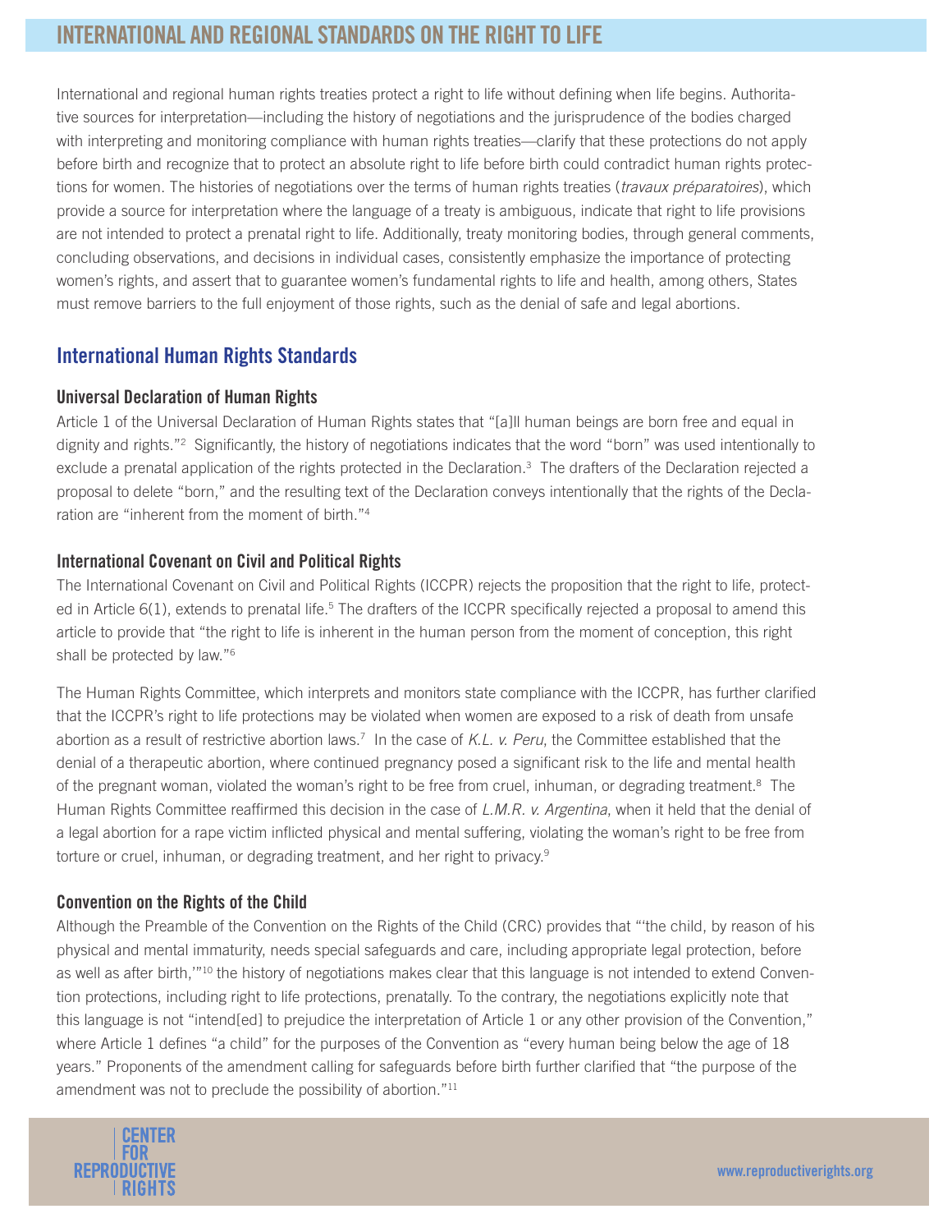# INTERNATIONAL AND REGIONAL STANDARDS ON THE RIGHT TO LIFE

International and regional human rights treaties protect a right to life without defining when life begins. Authoritative sources for interpretation—including the history of negotiations and the jurisprudence of the bodies charged with interpreting and monitoring compliance with human rights treaties—clarify that these protections do not apply before birth and recognize that to protect an absolute right to life before birth could contradict human rights protections for women. The histories of negotiations over the terms of human rights treaties (*travaux préparatoires*), which provide a source for interpretation where the language of a treaty is ambiguous, indicate that right to life provisions are not intended to protect a prenatal right to life. Additionally, treaty monitoring bodies, through general comments, concluding observations, and decisions in individual cases, consistently emphasize the importance of protecting women's rights, and assert that to guarantee women's fundamental rights to life and health, among others, States must remove barriers to the full enjoyment of those rights, such as the denial of safe and legal abortions.

## International Human Rights Standards

### Universal Declaration of Human Rights

Article 1 of the Universal Declaration of Human Rights states that "[a]ll human beings are born free and equal in dignity and rights."[2] Significantly, the history of negotiations indicates that the word "born" was used intentionally to exclude a prenatal application of the rights protected in the Declaration.[3] The drafters of the Declaration rejected a proposal to delete "born," and the resulting text of the Declaration conveys intentionally that the rights of the Declaration are "inherent from the moment of birth."[4]

### International Covenant on Civil and Political Rights

The International Covenant on Civil and Political Rights (ICCPR) rejects the proposition that the right to life, protected in Article 6(1), extends to prenatal life.[5] The drafters of the ICCPR specifically rejected a proposal to amend this article to provide that "the right to life is inherent in the human person from the moment of conception, this right shall be protected by law."[6]

The Human Rights Committee, which interprets and monitors state compliance with the ICCPR, has further clarified that the ICCPR's right to life protections may be violated when women are exposed to a risk of death from unsafe abortion as a result of restrictive abortion laws.[7] In the case of *K.L. v. Peru*, the Committee established that the denial of a therapeutic abortion, where continued pregnancy posed a significant risk to the life and mental health of the pregnant woman, violated the woman's right to be free from cruel, inhuman, or degrading treatment.[8] The Human Rights Committee reaffirmed this decision in the case of *L.M.R. v. Argentina*, when it held that the denial of a legal abortion for a rape victim inflicted physical and mental suffering, violating the woman's right to be free from torture or cruel, inhuman, or degrading treatment, and her right to privacy.[9]

### Convention on the Rights of the Child

Although the Preamble of the Convention on the Rights of the Child (CRC) provides that "'the child, by reason of his physical and mental immaturity, needs special safeguards and care, including appropriate legal protection, before as well as after birth,'"[10] the history of negotiations makes clear that this language is not intended to extend Convention protections, including right to life protections, prenatally. To the contrary, the negotiations explicitly note that this language is not "intend[ed] to prejudice the interpretation of Article 1 or any other provision of the Convention," where Article 1 defines "a child" for the purposes of the Convention as "every human being below the age of 18 years." Proponents of the amendment calling for safeguards before birth further clarified that "the purpose of the amendment was not to preclude the possibility of abortion."[11]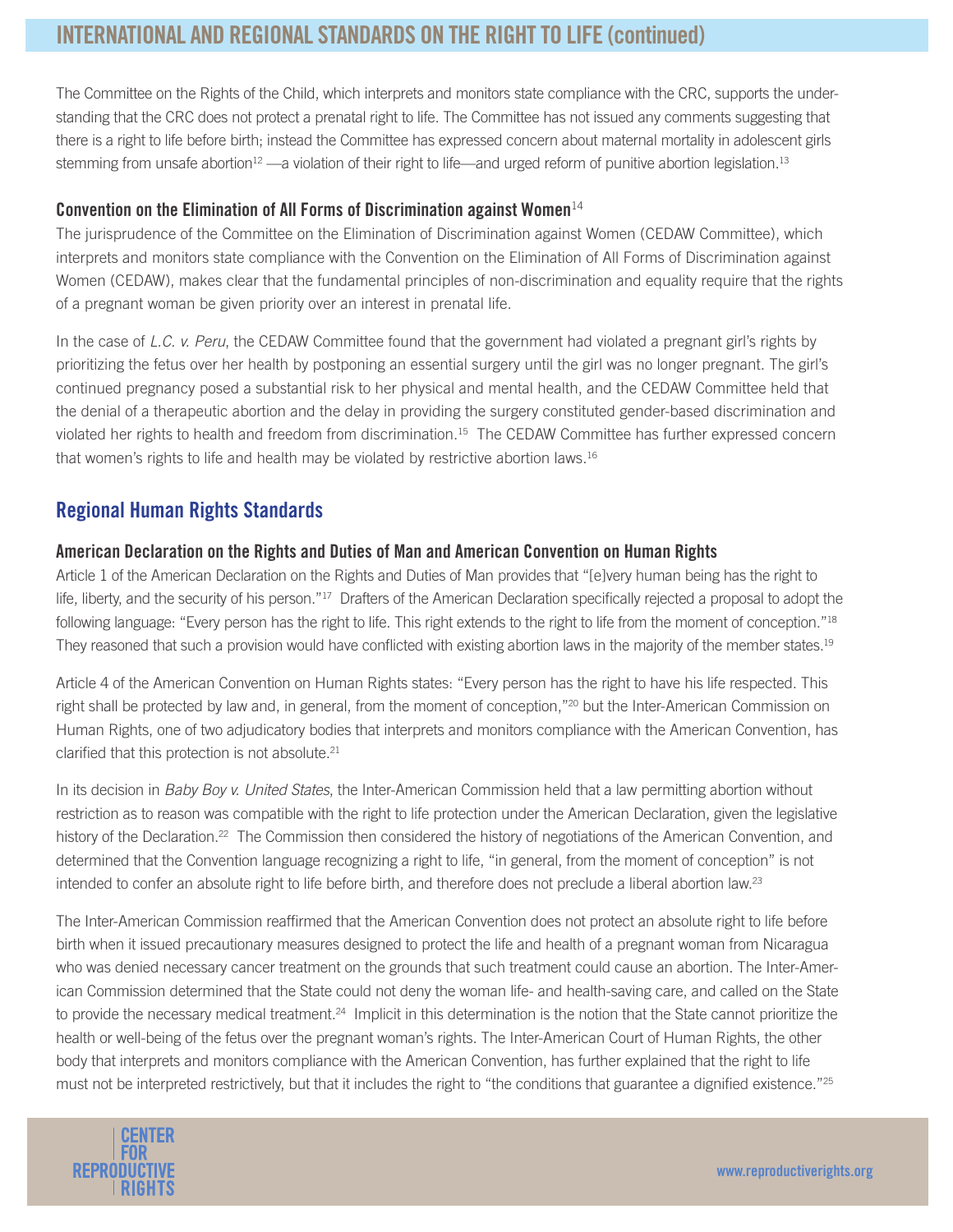The Committee on the Rights of the Child, which interprets and monitors state compliance with the CRC, supports the understanding that the CRC does not protect a prenatal right to life. The Committee has not issued any comments suggesting that there is a right to life before birth; instead the Committee has expressed concern about maternal mortality in adolescent girls stemming from unsafe abortion[12] —a violation of their right to life—and urged reform of punitive abortion legislation.[13]

### Convention on the Elimination of All Forms of Discrimination against Women[14]

The jurisprudence of the Committee on the Elimination of Discrimination against Women (CEDAW Committee), which interprets and monitors state compliance with the Convention on the Elimination of All Forms of Discrimination against Women (CEDAW), makes clear that the fundamental principles of non-discrimination and equality require that the rights of a pregnant woman be given priority over an interest in prenatal life.

In the case of *L.C. v. Peru*, the CEDAW Committee found that the government had violated a pregnant girl's rights by prioritizing the fetus over her health by postponing an essential surgery until the girl was no longer pregnant. The girl's continued pregnancy posed a substantial risk to her physical and mental health, and the CEDAW Committee held that the denial of a therapeutic abortion and the delay in providing the surgery constituted gender-based discrimination and violated her rights to health and freedom from discrimination.[15] The CEDAW Committee has further expressed concern that women's rights to life and health may be violated by restrictive abortion laws.[16]

## Regional Human Rights Standards

### American Declaration on the Rights and Duties of Man and American Convention on Human Rights

Article 1 of the American Declaration on the Rights and Duties of Man provides that "[e]very human being has the right to life, liberty, and the security of his person."[17] Drafters of the American Declaration specifically rejected a proposal to adopt the following language: "Every person has the right to life. This right extends to the right to life from the moment of conception."[18] They reasoned that such a provision would have conflicted with existing abortion laws in the majority of the member states.[19]

Article 4 of the American Convention on Human Rights states: "Every person has the right to have his life respected. This right shall be protected by law and, in general, from the moment of conception,"[20] but the Inter-American Commission on Human Rights, one of two adjudicatory bodies that interprets and monitors compliance with the American Convention, has clarified that this protection is not absolute.[21]

In its decision in *Baby Boy v. United States*, the Inter-American Commission held that a law permitting abortion without restriction as to reason was compatible with the right to life protection under the American Declaration, given the legislative history of the Declaration.[22] The Commission then considered the history of negotiations of the American Convention, and determined that the Convention language recognizing a right to life, "in general, from the moment of conception" is not intended to confer an absolute right to life before birth, and therefore does not preclude a liberal abortion law.[23]

The Inter-American Commission reaffirmed that the American Convention does not protect an absolute right to life before birth when it issued precautionary measures designed to protect the life and health of a pregnant woman from Nicaragua who was denied necessary cancer treatment on the grounds that such treatment could cause an abortion. The Inter-American Commission determined that the State could not deny the woman life- and health-saving care, and called on the State to provide the necessary medical treatment.[24] Implicit in this determination is the notion that the State cannot prioritize the health or well-being of the fetus over the pregnant woman's rights. The Inter-American Court of Human Rights, the other body that interprets and monitors compliance with the American Convention, has further explained that the right to life must not be interpreted restrictively, but that it includes the right to "the conditions that guarantee a dignified existence."[25]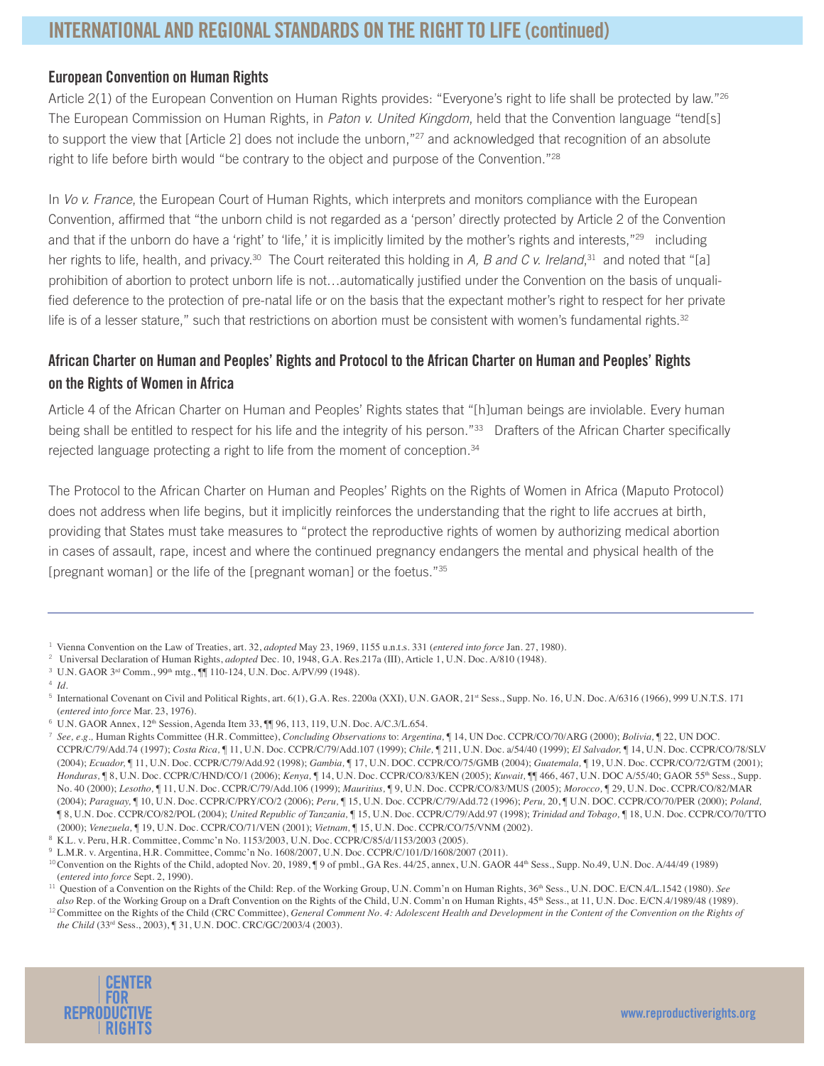## INTERNATIONAL AND REGIONAL STANDARDS ON THE RIGHT TO LIFE (continued)

### European Convention on Human Rights

Article 2(1) of the European Convention on Human Rights provides: "Everyone's right to life shall be protected by law."[26] The European Commission on Human Rights, in *Paton v. United Kingdom*, held that the Convention language "tend[s] to support the view that [Article 2] does not include the unborn,"[27] and acknowledged that recognition of an absolute right to life before birth would "be contrary to the object and purpose of the Convention."[28]

In *Vo v. France*, the European Court of Human Rights, which interprets and monitors compliance with the European Convention, affirmed that "the unborn child is not regarded as a 'person' directly protected by Article 2 of the Convention and that if the unborn do have a 'right' to 'life,' it is implicitly limited by the mother's rights and interests,"[29] including her rights to life, health, and privacy.[30] The Court reiterated this holding in *A, B and C v. Ireland*,[31] and noted that "[a] prohibition of abortion to protect unborn life is not…automatically justified under the Convention on the basis of unqualified deference to the protection of pre-natal life or on the basis that the expectant mother's right to respect for her private life is of a lesser stature," such that restrictions on abortion must be consistent with women's fundamental rights.[32]

### African Charter on Human and Peoples' Rights and Protocol to the African Charter on Human and Peoples' Rights on the Rights of Women in Africa

Article 4 of the African Charter on Human and Peoples' Rights states that "[h]uman beings are inviolable. Every human being shall be entitled to respect for his life and the integrity of his person."[33] Drafters of the African Charter specifically rejected language protecting a right to life from the moment of conception.[34]

The Protocol to the African Charter on Human and Peoples' Rights on the Rights of Women in Africa (Maputo Protocol) does not address when life begins, but it implicitly reinforces the understanding that the right to life accrues at birth, providing that States must take measures to "protect the reproductive rights of women by authorizing medical abortion in cases of assault, rape, incest and where the continued pregnancy endangers the mental and physical health of the [pregnant woman] or the life of the [pregnant woman] or the foetus."[35]

---

[1] Vienna Convention on the Law of Treaties, art. 32, *adopted* May 23, 1969, 1155 u.n.t.s. 331 (*entered into force* Jan. 27, 1980).

[2] Universal Declaration of Human Rights, *adopted* Dec. 10, 1948, G.A. Res.217a (III), Article 1, U.N. Doc. A/810 (1948).

[3] U.N. GAOR 3rd Comm., 99th mtg., ¶¶ 110-124, U.N. Doc. A/PV/99 (1948).

[4] *Id*.

[5] International Covenant on Civil and Political Rights, art. 6(1), G.A. Res. 2200a (XXI), U.N. GAOR, 21st Sess., Supp. No. 16, U.N. Doc. A/6316 (1966), 999 U.N.T.S. 171 (*entered into force* Mar. 23, 1976).

[6] U.N. GAOR Annex, 12th Session, Agenda Item 33, ¶¶ 96, 113, 119, U.N. Doc. A/C.3/L.654.

[7] *See, e.g.,* Human Rights Committee (H.R. Committee), *Concluding Observations* to: *Argentina,* ¶ 14, UN Doc. CCPR/CO/70/ARG (2000); *Bolivia,* ¶ 22, UN DOC. CCPR/C/79/Add.74 (1997); *Costa Rica,* ¶ 11, U.N. Doc. CCPR/C/79/Add.107 (1999); *Chile,* ¶ 211, U.N. Doc. a/54/40 (1999); *El Salvador,* ¶ 14, U.N. Doc. CCPR/CO/78/SLV (2004); *Ecuador,* ¶ 11, U.N. Doc. CCPR/C/79/Add.92 (1998); *Gambia,* ¶ 17, U.N. DOC. CCPR/CO/75/GMB (2004); *Guatemala,* ¶ 19, U.N. Doc. CCPR/CO/72/GTM (2001); *Honduras,* ¶ 8, U.N. Doc. CCPR/C/HND/CO/1 (2006); *Kenya,* ¶ 14, U.N. Doc. CCPR/CO/83/KEN (2005); *Kuwait,* ¶¶ 466, 467, U.N. DOC A/55/40; GAOR 55th Sess., Supp. No. 40 (2000); *Lesotho,* ¶ 11, U.N. Doc. CCPR/C/79/Add.106 (1999); *Mauritius,* ¶ 9, U.N. Doc. CCPR/CO/83/MUS (2005); *Morocco,* ¶ 29, U.N. Doc. CCPR/CO/82/MAR (2004); *Paraguay,* ¶ 10, U.N. Doc. CCPR/C/PRY/CO/2 (2006); *Peru,* ¶ 15, U.N. Doc. CCPR/C/79/Add.72 (1996); *Peru,* 20, ¶ U.N. DOC. CCPR/CO/70/PER (2000); *Poland,* ¶ 8, U.N. Doc. CCPR/CO/82/POL (2004); *United Republic of Tanzania,* ¶ 15, U.N. Doc. CCPR/C/79/Add.97 (1998); *Trinidad and Tobago,* ¶ 18, U.N. Doc. CCPR/CO/70/TTO (2000); *Venezuela,* ¶ 19, U.N. Doc. CCPR/CO/71/VEN (2001); *Vietnam,* ¶ 15, U.N. Doc. CCPR/CO/75/VNM (2002).

[8] K.L. v. Peru, H.R. Committee, Commc'n No. 1153/2003, U.N. Doc. CCPR/C/85/d/1153/2003 (2005).

[9] L.M.R. v. Argentina, H.R. Committee, Commc'n No. 1608/2007, U.N. Doc. CCPR/C/101/D/1608/2007 (2011).

[10] Convention on the Rights of the Child, adopted Nov. 20, 1989, ¶ 9 of pmbl., GA Res. 44/25, annex, U.N. GAOR 44th Sess., Supp. No.49, U.N. Doc. A/44/49 (1989) (*entered into force* Sept. 2, 1990).

[11] Question of a Convention on the Rights of the Child: Rep. of the Working Group, U.N. Comm'n on Human Rights, 36th Sess., U.N. DOC. E/CN.4/L.1542 (1980). *See also* Rep. of the Working Group on a Draft Convention on the Rights of the Child, U.N. Comm'n on Human Rights, 45th Sess., at 11, U.N. Doc. E/CN.4/1989/48 (1989).

[12] Committee on the Rights of the Child (CRC Committee), *General Comment No. 4: Adolescent Health and Development in the Context of the Convention on the Rights of the Child* (33rd Sess., 2003), ¶ 31, U.N. DOC. CRC/GC/2003/4 (2003).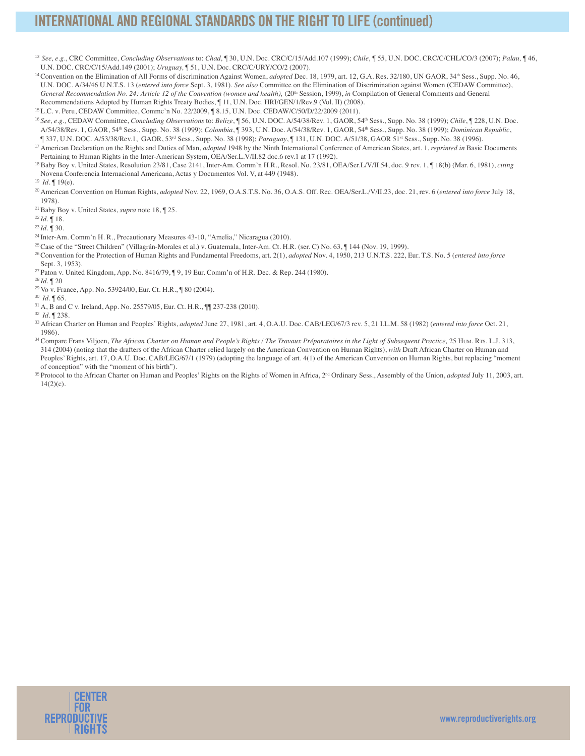# INTERNATIONAL AND REGIONAL STANDARDS ON THE RIGHT TO LIFE (continued)

[13] *See, e.g.,* CRC Committee, *Concluding Observations* to: *Chad*, ¶ 30, U.N. Doc. CRC/C/15/Add.107 (1999); *Chile,* ¶ 55, U.N. DOC. CRC/C/CHL/CO/3 (2007); *Palau,* ¶ 46, U.N. DOC. CRC/C/15/Add.149 (2001); *Uruguay,* ¶ 51, U.N. Doc. CRC/C/URY/CO/2 (2007).

[14] Convention on the Elimination of All Forms of discrimination Against Women, *adopted* Dec. 18, 1979, art. 12, G.A. Res. 32/180, UN GAOR, 34th Sess., Supp. No. 46, U.N. DOC. A/34/46 U.N.T.S. 13 (*entered into force* Sept. 3, 1981). *See also* Committee on the Elimination of Discrimination against Women (CEDAW Committee), *General Recommendation No. 24: Article 12 of the Convention (women and health),* (20th Session, 1999), *in* Compilation of General Comments and General Recommendations Adopted by Human Rights Treaty Bodies, ¶ 11, U.N. Doc. HRI/GEN/1/Rev.9 (Vol. II) (2008).

[15] L.C. v. Peru, CEDAW Committee, Commc'n No. 22/2009, ¶ 8.15, U.N. Doc. CEDAW/C/50/D/22/2009 (2011).

[16] *See, e.g.,* CEDAW Committee, *Concluding Observations* to: *Belize*, ¶ 56, U.N. DOC. A/54/38/Rev. 1, GAOR, 54th Sess., Supp. No. 38 (1999); *Chile*, ¶ 228, U.N. Doc. A/54/38/Rev. 1, GAOR, 54th Sess., Supp. No. 38 (1999); *Colombia*, ¶ 393, U.N. Doc. A/54/38/Rev. 1, GAOR, 54th Sess., Supp. No. 38 (1999); *Dominican Republic*, ¶ 337, U.N. DOC. A/53/38/Rev.1, GAOR, 53rd Sess., Supp. No. 38 (1998); *Paraguay*, ¶ 131, U.N. DOC. A/51/38, GAOR 51st Sess., Supp. No. 38 (1996).

[17] American Declaration on the Rights and Duties of Man, *adopted* 1948 by the Ninth International Conference of American States, art. 1, *reprinted in* Basic Documents Pertaining to Human Rights in the Inter-American System, OEA/Ser.L.V/II.82 doc.6 rev.1 at 17 (1992).

[18] Baby Boy v. United States, Resolution 23/81, Case 2141, Inter-Am. Comm'n H.R., Resol. No. 23/81, OEA/Ser.L/V/II.54, doc. 9 rev. 1, ¶ 18(b) (Mar. 6, 1981), *citing* Novena Conferencia Internacional Americana, Actas y Documentos Vol. V, at 449 (1948).

[19] *Id*. ¶ 19(e).

[20] American Convention on Human Rights, *adopted* Nov. 22, 1969, O.A.S.T.S. No. 36, O.A.S. Off. Rec. OEA/Ser.L./V/II.23, doc. 21, rev. 6 (*entered into force* July 18, 1978).

[21] Baby Boy v. United States, *supra* note 18, ¶ 25.

[22] *Id*. ¶ 18.

[23] *Id*. ¶ 30.

[24] Inter-Am. Comm'n H. R., Precautionary Measures 43-10, "Amelia," Nicaragua (2010).

[25] Case of the "Street Children" (Villagrán-Morales et al.) v. Guatemala, Inter-Am. Ct. H.R. (ser. C) No. 63, ¶ 144 (Nov. 19, 1999).

[26] Convention for the Protection of Human Rights and Fundamental Freedoms, art. 2(1), *adopted* Nov. 4, 1950, 213 U.N.T.S. 222, Eur. T.S. No. 5 (*entered into force* Sept. 3, 1953).

[27] Paton v. United Kingdom, App. No. 8416/79, ¶ 9, 19 Eur. Comm'n of H.R. Dec. & Rep. 244 (1980).

[28] *Id*. ¶ 20

[29] Vo v. France, App. No. 53924/00, Eur. Ct. H.R., ¶ 80 (2004).

[30] *Id*. ¶ 65.

[31] A, B and C v. Ireland, App. No. 25579/05, Eur. Ct. H.R., ¶¶ 237-238 (2010).

[32] *Id*. ¶ 238.

[33] African Charter on Human and Peoples' Rights, *adopted* June 27, 1981, art. 4, O.A.U. Doc. CAB/LEG/67/3 rev. 5, 21 I.L.M. 58 (1982) (*entered into force* Oct. 21, 1986).

[34] Compare Frans Viljoen, *The African Charter on Human and People's Rights / The Travaux Préparatoires in the Light of Subsequent Practice,* 25 Hum. Rts. L.J. 313, 314 (2004) (noting that the drafters of the African Charter relied largely on the American Convention on Human Rights), *with* Draft African Charter on Human and Peoples' Rights, art. 17, O.A.U. Doc. CAB/LEG/67/1 (1979) (adopting the language of art. 4(1) of the American Convention on Human Rights, but replacing "moment of conception" with the "moment of his birth").

[35] Protocol to the African Charter on Human and Peoples' Rights on the Rights of Women in Africa, 2nd Ordinary Sess., Assembly of the Union, *adopted* July 11, 2003, art. 14(2)(c).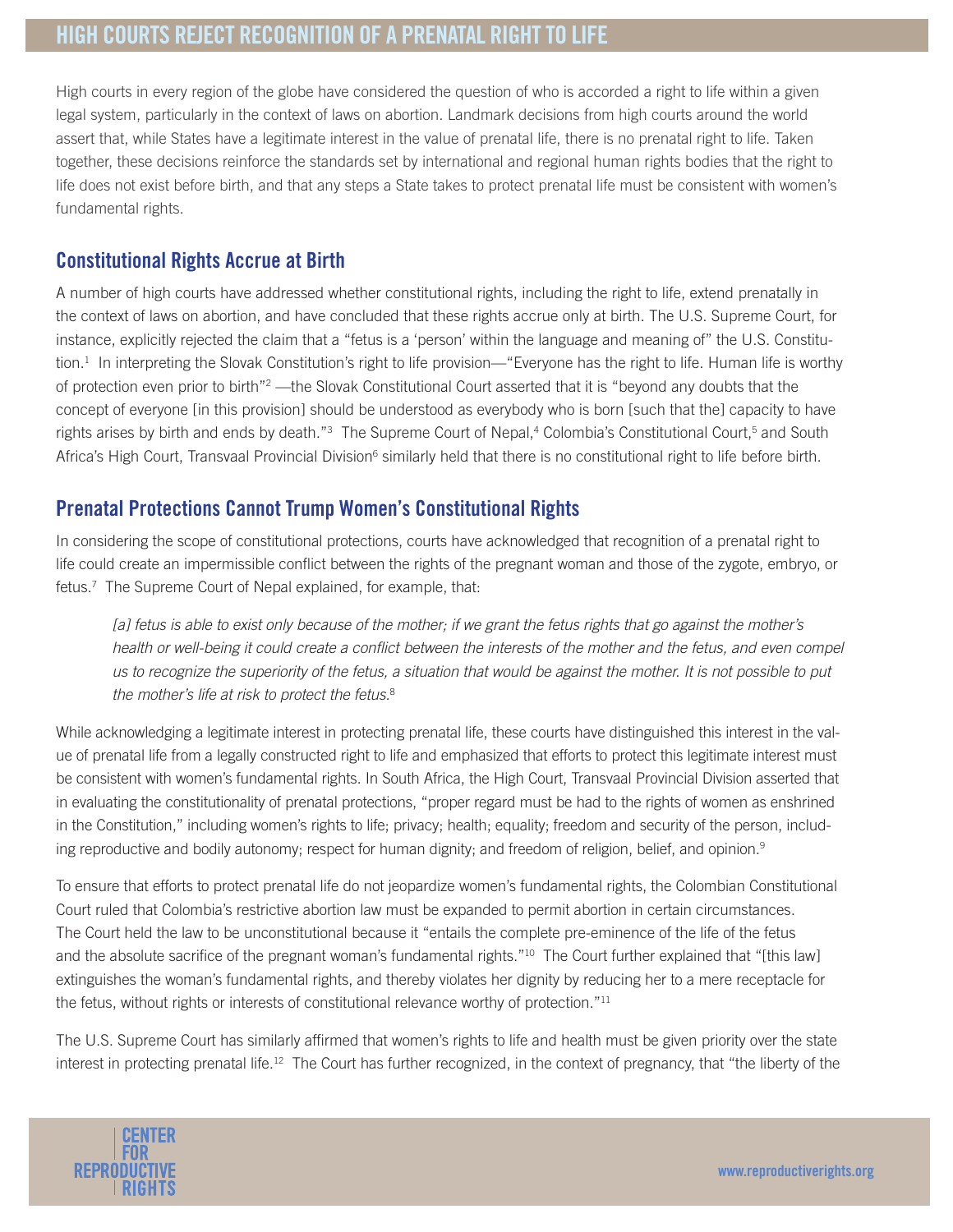# HIGH COURTS REJECT RECOGNITION OF A PRENATAL RIGHT TO LIFE

High courts in every region of the globe have considered the question of who is accorded a right to life within a given legal system, particularly in the context of laws on abortion. Landmark decisions from high courts around the world assert that, while States have a legitimate interest in the value of prenatal life, there is no prenatal right to life. Taken together, these decisions reinforce the standards set by international and regional human rights bodies that the right to life does not exist before birth, and that any steps a State takes to protect prenatal life must be consistent with women's fundamental rights.

## Constitutional Rights Accrue at Birth

A number of high courts have addressed whether constitutional rights, including the right to life, extend prenatally in the context of laws on abortion, and have concluded that these rights accrue only at birth. The U.S. Supreme Court, for instance, explicitly rejected the claim that a "fetus is a 'person' within the language and meaning of" the U.S. Constitution.[1] In interpreting the Slovak Constitution's right to life provision—"Everyone has the right to life. Human life is worthy of protection even prior to birth"[2] —the Slovak Constitutional Court asserted that it is "beyond any doubts that the concept of everyone [in this provision] should be understood as everybody who is born [such that the] capacity to have rights arises by birth and ends by death."[3] The Supreme Court of Nepal,[4] Colombia's Constitutional Court,[5] and South Africa's High Court, Transvaal Provincial Division[6] similarly held that there is no constitutional right to life before birth.

## Prenatal Protections Cannot Trump Women's Constitutional Rights

In considering the scope of constitutional protections, courts have acknowledged that recognition of a prenatal right to life could create an impermissible conflict between the rights of the pregnant woman and those of the zygote, embryo, or fetus.[7] The Supreme Court of Nepal explained, for example, that:

> *[a] fetus is able to exist only because of the mother; if we grant the fetus rights that go against the mother's health or well-being it could create a conflict between the interests of the mother and the fetus, and even compel us to recognize the superiority of the fetus, a situation that would be against the mother. It is not possible to put the mother's life at risk to protect the fetus.*[8]

While acknowledging a legitimate interest in protecting prenatal life, these courts have distinguished this interest in the value of prenatal life from a legally constructed right to life and emphasized that efforts to protect this legitimate interest must be consistent with women's fundamental rights. In South Africa, the High Court, Transvaal Provincial Division asserted that in evaluating the constitutionality of prenatal protections, "proper regard must be had to the rights of women as enshrined in the Constitution," including women's rights to life; privacy; health; equality; freedom and security of the person, including reproductive and bodily autonomy; respect for human dignity; and freedom of religion, belief, and opinion.[9]

To ensure that efforts to protect prenatal life do not jeopardize women's fundamental rights, the Colombian Constitutional Court ruled that Colombia's restrictive abortion law must be expanded to permit abortion in certain circumstances. The Court held the law to be unconstitutional because it "entails the complete pre-eminence of the life of the fetus and the absolute sacrifice of the pregnant woman's fundamental rights."[10] The Court further explained that "[this law] extinguishes the woman's fundamental rights, and thereby violates her dignity by reducing her to a mere receptacle for the fetus, without rights or interests of constitutional relevance worthy of protection."[11]

The U.S. Supreme Court has similarly affirmed that women's rights to life and health must be given priority over the state interest in protecting prenatal life.[12] The Court has further recognized, in the context of pregnancy, that "the liberty of the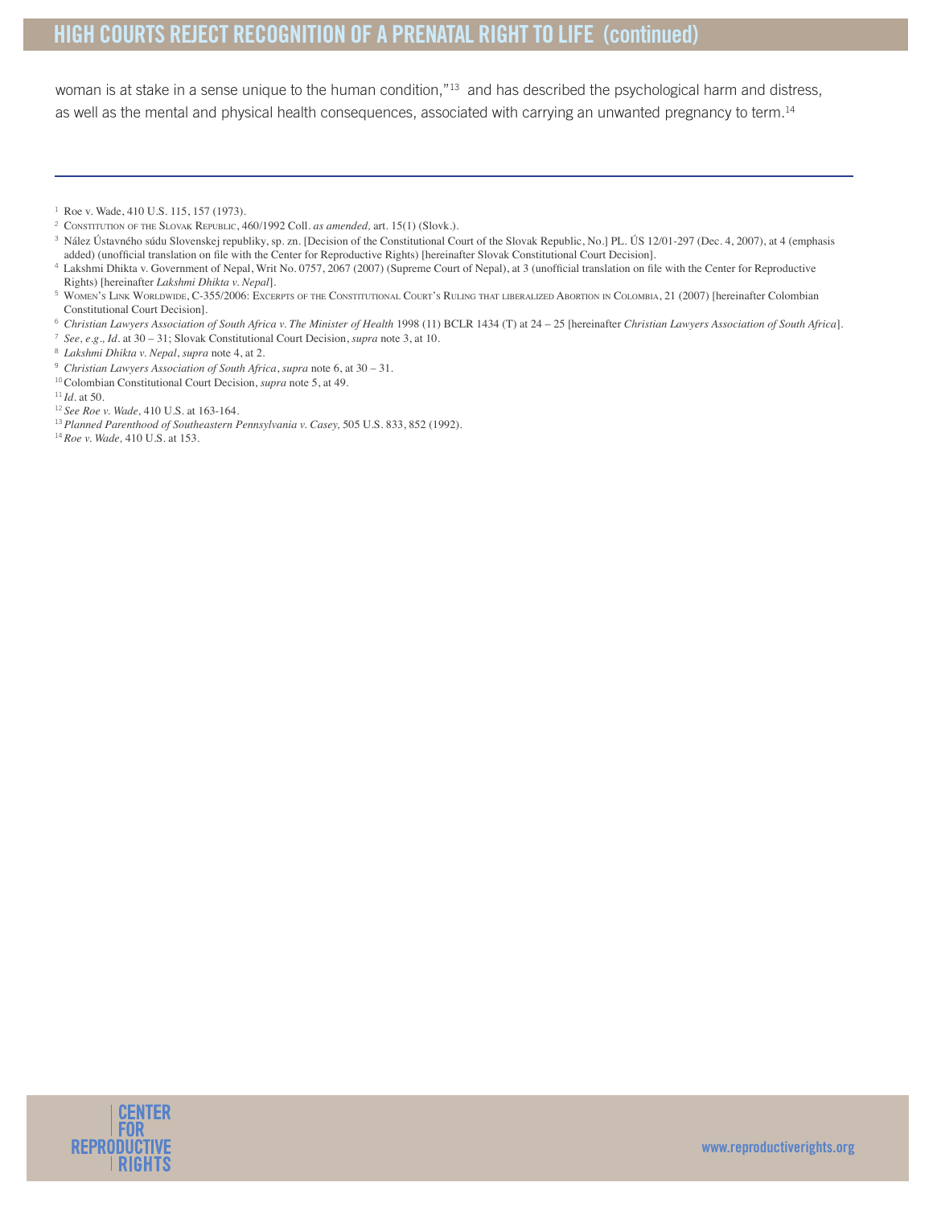woman is at stake in a sense unique to the human condition,"[13] and has described the psychological harm and distress, as well as the mental and physical health consequences, associated with carrying an unwanted pregnancy to term.[14]

---

[1] Roe v. Wade, 410 U.S. 115, 157 (1973).

[2] Constitution of the Slovak Republic, 460/1992 Coll. *as amended,* art. 15(1) (Slovk.).

[3] Nález Ústavného súdu Slovenskej republiky, sp. zn. [Decision of the Constitutional Court of the Slovak Republic, No.] PL. ÚS 12/01-297 (Dec. 4, 2007), at 4 (emphasis added) (unofficial translation on file with the Center for Reproductive Rights) [hereinafter Slovak Constitutional Court Decision].

[4] Lakshmi Dhikta v. Government of Nepal, Writ No. 0757, 2067 (2007) (Supreme Court of Nepal), at 3 (unofficial translation on file with the Center for Reproductive Rights) [hereinafter *Lakshmi Dhikta v. Nepal*].

[5] Women's Link Worldwide, C-355/2006: Excerpts of the Constitutional Court's Ruling that liberalized Abortion in Colombia, 21 (2007) [hereinafter Colombian Constitutional Court Decision].

[6] *Christian Lawyers Association of South Africa v. The Minister of Health* 1998 (11) BCLR 1434 (T) at 24 – 25 [hereinafter *Christian Lawyers Association of South Africa*].

[7] *See, e.g., Id.* at 30 – 31; Slovak Constitutional Court Decision, *supra* note 3, at 10.

[8] *Lakshmi Dhikta v. Nepal*, *supra* note 4, at 2.

[9] *Christian Lawyers Association of South Africa*, *supra* note 6, at 30 – 31.

[10] Colombian Constitutional Court Decision, *supra* note 5, at 49.

[11] *Id.* at 50.

[12] *See Roe v. Wade,* 410 U.S. at 163-164.

[13] *Planned Parenthood of Southeastern Pennsylvania v. Casey,* 505 U.S. 833, 852 (1992).

[14] *Roe v. Wade,* 410 U.S. at 153.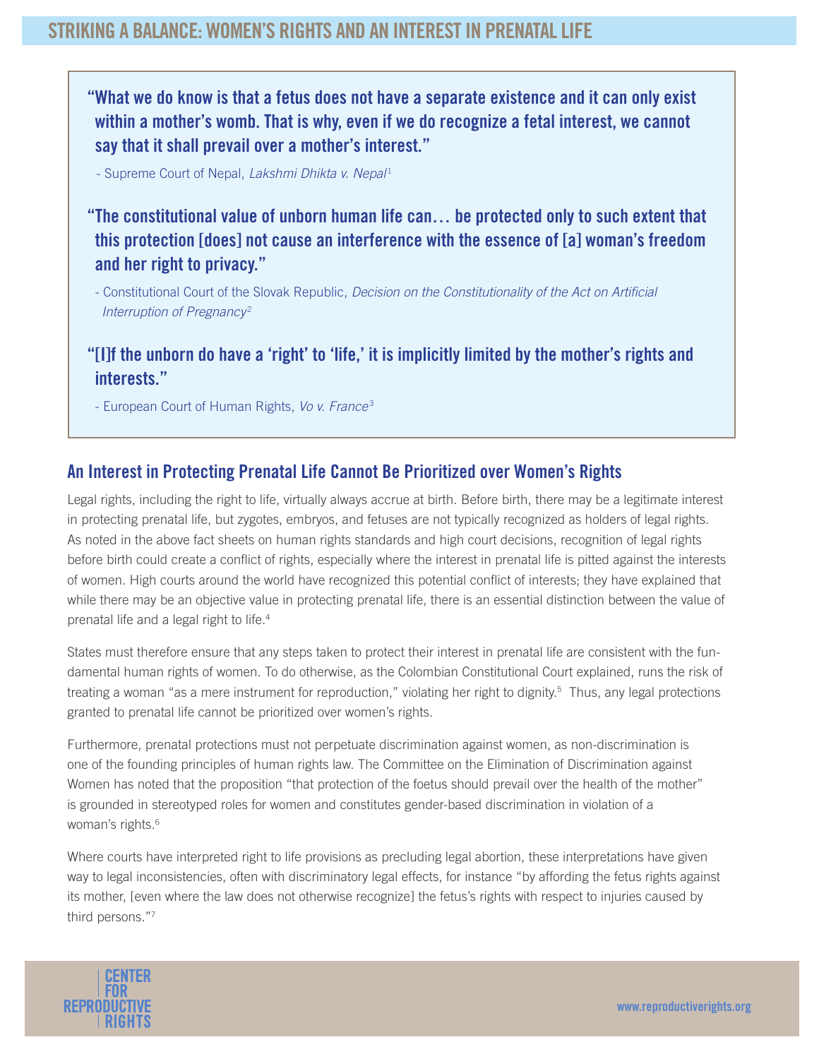## STRIKING A BALANCE: WOMEN'S RIGHTS AND AN INTEREST IN PRENATAL LIFE

> **"What we do know is that a fetus does not have a separate existence and it can only exist within a mother's womb. That is why, even if we do recognize a fetal interest, we cannot say that it shall prevail over a mother's interest."**
>
> - Supreme Court of Nepal, *Lakshmi Dhikta v. Nepal*[1]
>
> **"The constitutional value of unborn human life can… be protected only to such extent that this protection [does] not cause an interference with the essence of [a] woman's freedom and her right to privacy."**
>
> - Constitutional Court of the Slovak Republic, *Decision on the Constitutionality of the Act on Artificial Interruption of Pregnancy*[2]
>
> **"[I]f the unborn do have a 'right' to 'life,' it is implicitly limited by the mother's rights and interests."**
>
> - European Court of Human Rights, *Vo v. France*[3]

### An Interest in Protecting Prenatal Life Cannot Be Prioritized over Women's Rights

Legal rights, including the right to life, virtually always accrue at birth. Before birth, there may be a legitimate interest in protecting prenatal life, but zygotes, embryos, and fetuses are not typically recognized as holders of legal rights. As noted in the above fact sheets on human rights standards and high court decisions, recognition of legal rights before birth could create a conflict of rights, especially where the interest in prenatal life is pitted against the interests of women. High courts around the world have recognized this potential conflict of interests; they have explained that while there may be an objective value in protecting prenatal life, there is an essential distinction between the value of prenatal life and a legal right to life.[4]

States must therefore ensure that any steps taken to protect their interest in prenatal life are consistent with the fundamental human rights of women. To do otherwise, as the Colombian Constitutional Court explained, runs the risk of treating a woman "as a mere instrument for reproduction," violating her right to dignity.[5] Thus, any legal protections granted to prenatal life cannot be prioritized over women's rights.

Furthermore, prenatal protections must not perpetuate discrimination against women, as non-discrimination is one of the founding principles of human rights law. The Committee on the Elimination of Discrimination against Women has noted that the proposition "that protection of the foetus should prevail over the health of the mother" is grounded in stereotyped roles for women and constitutes gender-based discrimination in violation of a woman's rights.[6]

Where courts have interpreted right to life provisions as precluding legal abortion, these interpretations have given way to legal inconsistencies, often with discriminatory legal effects, for instance "by affording the fetus rights against its mother, [even where the law does not otherwise recognize] the fetus's rights with respect to injuries caused by third persons."[7]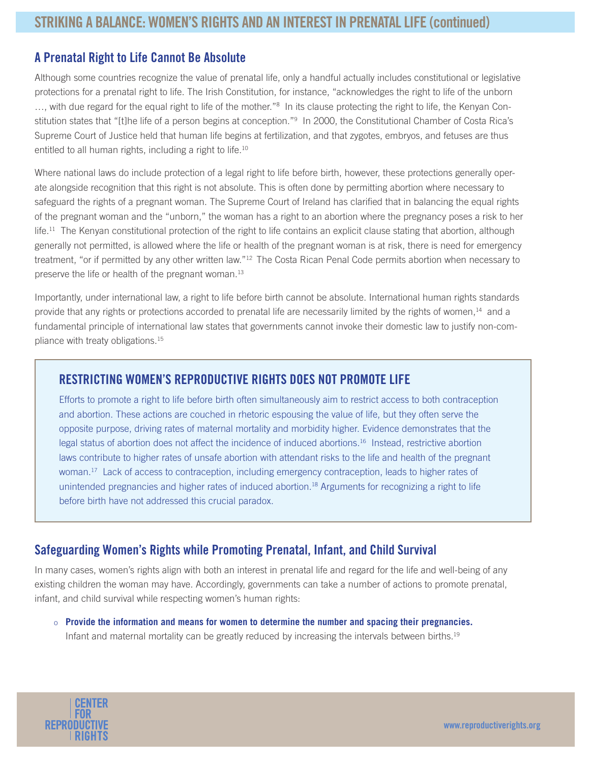## STRIKING A BALANCE: WOMEN'S RIGHTS AND AN INTEREST IN PRENATAL LIFE (continued)

### A Prenatal Right to Life Cannot Be Absolute

Although some countries recognize the value of prenatal life, only a handful actually includes constitutional or legislative protections for a prenatal right to life. The Irish Constitution, for instance, "acknowledges the right to life of the unborn …, with due regard for the equal right to life of the mother."[8] In its clause protecting the right to life, the Kenyan Constitution states that "[t]he life of a person begins at conception."[9] In 2000, the Constitutional Chamber of Costa Rica's Supreme Court of Justice held that human life begins at fertilization, and that zygotes, embryos, and fetuses are thus entitled to all human rights, including a right to life.[10]

Where national laws do include protection of a legal right to life before birth, however, these protections generally operate alongside recognition that this right is not absolute. This is often done by permitting abortion where necessary to safeguard the rights of a pregnant woman. The Supreme Court of Ireland has clarified that in balancing the equal rights of the pregnant woman and the "unborn," the woman has a right to an abortion where the pregnancy poses a risk to her life.[11] The Kenyan constitutional protection of the right to life contains an explicit clause stating that abortion, although generally not permitted, is allowed where the life or health of the pregnant woman is at risk, there is need for emergency treatment, "or if permitted by any other written law."[12] The Costa Rican Penal Code permits abortion when necessary to preserve the life or health of the pregnant woman.[13]

Importantly, under international law, a right to life before birth cannot be absolute. International human rights standards provide that any rights or protections accorded to prenatal life are necessarily limited by the rights of women,[14] and a fundamental principle of international law states that governments cannot invoke their domestic law to justify non-compliance with treaty obligations.[15]

### RESTRICTING WOMEN'S REPRODUCTIVE RIGHTS DOES NOT PROMOTE LIFE

Efforts to promote a right to life before birth often simultaneously aim to restrict access to both contraception and abortion. These actions are couched in rhetoric espousing the value of life, but they often serve the opposite purpose, driving rates of maternal mortality and morbidity higher. Evidence demonstrates that the legal status of abortion does not affect the incidence of induced abortions.[16] Instead, restrictive abortion laws contribute to higher rates of unsafe abortion with attendant risks to the life and health of the pregnant woman.[17] Lack of access to contraception, including emergency contraception, leads to higher rates of unintended pregnancies and higher rates of induced abortion.[18] Arguments for recognizing a right to life before birth have not addressed this crucial paradox.

### Safeguarding Women's Rights while Promoting Prenatal, Infant, and Child Survival

In many cases, women's rights align with both an interest in prenatal life and regard for the life and well-being of any existing children the woman may have. Accordingly, governments can take a number of actions to promote prenatal, infant, and child survival while respecting women's human rights:

- **Provide the information and means for women to determine the number and spacing their pregnancies.** Infant and maternal mortality can be greatly reduced by increasing the intervals between births.[19]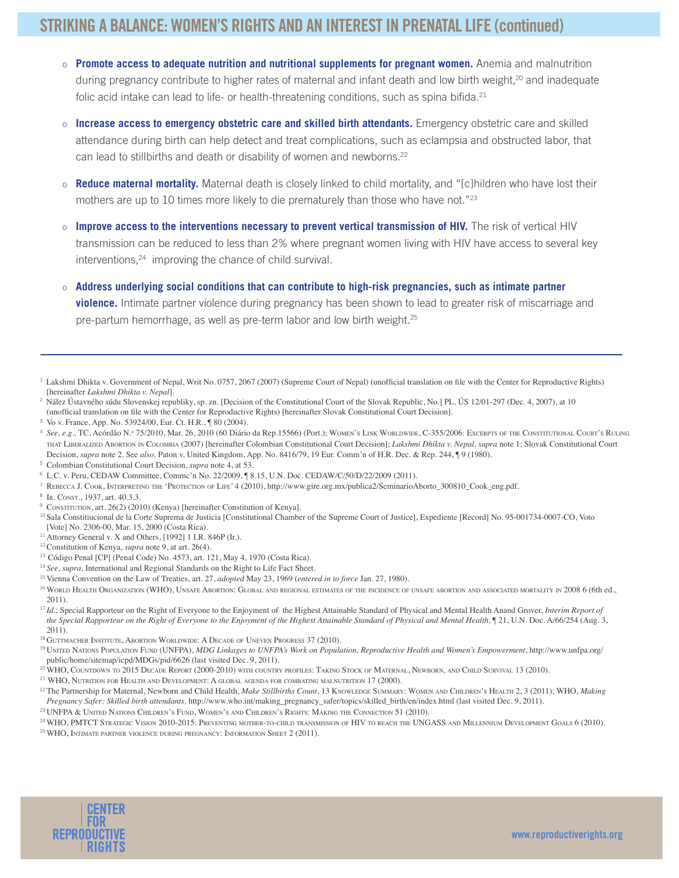## STRIKING A BALANCE: WOMEN'S RIGHTS AND AN INTEREST IN PRENATAL LIFE (continued)

- **Promote access to adequate nutrition and nutritional supplements for pregnant women.** Anemia and malnutrition during pregnancy contribute to higher rates of maternal and infant death and low birth weight,[20] and inadequate folic acid intake can lead to life- or health-threatening conditions, such as spina bifida.[21]

- **Increase access to emergency obstetric care and skilled birth attendants.** Emergency obstetric care and skilled attendance during birth can help detect and treat complications, such as eclampsia and obstructed labor, that can lead to stillbirths and death or disability of women and newborns.[22]

- **Reduce maternal mortality.** Maternal death is closely linked to child mortality, and "[c]hildren who have lost their mothers are up to 10 times more likely to die prematurely than those who have not."[23]

- **Improve access to the interventions necessary to prevent vertical transmission of HIV.** The risk of vertical HIV transmission can be reduced to less than 2% where pregnant women living with HIV have access to several key interventions,[24] improving the chance of child survival.

- **Address underlying social conditions that can contribute to high-risk pregnancies, such as intimate partner violence.** Intimate partner violence during pregnancy has been shown to lead to greater risk of miscarriage and pre-partum hemorrhage, as well as pre-term labor and low birth weight.[25]

---

[1] Lakshmi Dhikta v. Government of Nepal, Writ No. 0757, 2067 (2007) (Supreme Court of Nepal) (unofficial translation on file with the Center for Reproductive Rights) [hereinafter *Lakshmi Dhikta v. Nepal*].

[2] Nález Ústavného súdu Slovenskej republiky, sp. zn. [Decision of the Constitutional Court of the Slovak Republic, No.] PL. ÚS 12/01-297 (Dec. 4, 2007), at 10 (unofficial translation on file with the Center for Reproductive Rights) [hereinafter Slovak Constitutional Court Decision].

[3] Vo v. France, App. No. 53924/00, Eur. Ct. H.R., ¶ 80 (2004).

[4] *See, e.g.,* TC, Acórdão N.º 75/2010, Mar. 26, 2010 (60 Diário da Rep.15566) (Port.); Women's Link Worldwide, C-355/2006: Excerpts of the Constitutional Court's Ruling that Liberalized Abortion in Colombia (2007) [hereinafter Colombian Constitutional Court Decision]; *Lakshmi Dhikta v. Nepal*, *supra* note 1; Slovak Constitutional Court Decision, *supra* note 2. See *also*, Paton v. United Kingdom, App. No. 8416/79, 19 Eur. Comm'n of H.R. Dec. & Rep. 244, ¶ 9 (1980).

[5] Colombian Constitutional Court Decision, *supra* note 4, at 53.

[6] L.C. v. Peru, CEDAW Committee, Commc'n No. 22/2009, ¶ 8.15, U.N. Doc. CEDAW/C/50/D/22/2009 (2011).

[7] Rebecca J. Cook, Interpreting the 'Protection of Life' 4 (2010), http://www.gire.org.mx/publica2/SeminarioAborto_300810_Cook_eng.pdf.

[8] Ir. Const., 1937, art. 40.3.3.

[9] Constitution, art. 26(2) (2010) (Kenya) [hereinafter Constitution of Kenya].

[10] Sala Constitiucional de la Corte Suprema de Justicia [Constitutional Chamber of the Supreme Court of Justice], Expediente [Record] No. 95-001734-0007-CO, Voto [Vote] No. 2306-00, Mar. 15, 2000 (Costa Rica).

[11] Attorney General v. X and Others, [1992] 1 I.R. 846P (Ir.).

[12] Constitution of Kenya, *supra* note 9, at art. 26(4).

[13] Código Penal [CP] (Penal Code) No. 4573, art. 121, May 4, 1970 (Costa Rica).

[14] *See*, *supra*, International and Regional Standards on the Right to Life Fact Sheet.

[15] Vienna Convention on the Law of Treaties, art. 27, *adopted* May 23, 1969 (*entered in to force* Jan. 27, 1980).

[16] World Health Organization (WHO), Unsafe Abortion: Global and regional estimates of the incidence of unsafe abortion and associated mortality in 2008 6 (6th ed., 2011).

[17] *Id*.; Special Rapporteur on the Right of Everyone to the Enjoyment of the Highest Attainable Standard of Physical and Mental Health Anand Grover, *Interim Report of the Special Rapporteur on the Right of Everyone to the Enjoyment of the Highest Attainable Standard of Physical and Mental Health,* ¶ 21, U.N. Doc. A/66/254 (Aug. 3, 2011).

[18] Guttmacher Institute, Abortion Worldwide: A Decade of Uneven Progress 37 (2010).

[19] United Nations Population Fund (UNFPA), *MDG Linkages to UNFPA's Work on Population, Reproductive Health and Women's Empowerment*, http://www.unfpa.org/public/home/sitemap/icpd/MDGs/pid/6626 (last visited Dec. 9, 2011).

[20] WHO, Countdown to 2015 Decade Report (2000-2010) with country profiles: Taking Stock of Maternal, Newborn, and Child Survival 13 (2010).

[21] WHO, Nutrition for Health and Development: A global agenda for combating malnutrition 17 (2000).

[22] The Partnership for Maternal, Newborn and Child Health, *Make Stillbirths Count*, 13 Knowledge Summary: Women and Children's Health 2, 3 (2011); WHO, *Making Pregnancy Safer: Skilled birth attendants,* http://www.who.int/making_pregnancy_safer/topics/skilled_birth/en/index.html (last visited Dec. 9, 2011).

[23] UNFPA & United Nations Children's Fund, Women's and Children's Rights: Making the Connection 51 (2010).

[24] WHO, PMTCT Strategic Vision 2010-2015: Preventing mother-to-child transmission of HIV to reach the UNGASS and Millennium Development Goals 6 (2010).

[25] WHO, Intimate partner violence during pregnancy: Information Sheet 2 (2011).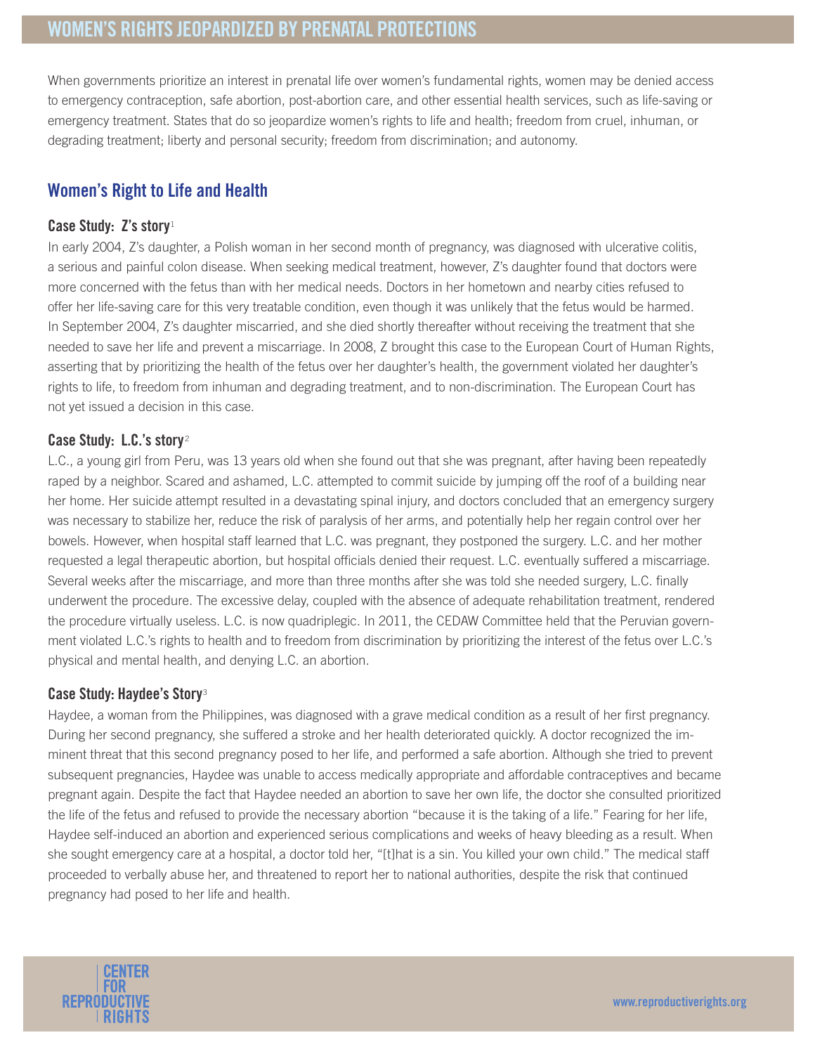## WOMEN'S RIGHTS JEOPARDIZED BY PRENATAL PROTECTIONS

When governments prioritize an interest in prenatal life over women's fundamental rights, women may be denied access to emergency contraception, safe abortion, post-abortion care, and other essential health services, such as life-saving or emergency treatment. States that do so jeopardize women's rights to life and health; freedom from cruel, inhuman, or degrading treatment; liberty and personal security; freedom from discrimination; and autonomy.

### Women's Right to Life and Health

#### Case Study: Z's story[1]

In early 2004, Z's daughter, a Polish woman in her second month of pregnancy, was diagnosed with ulcerative colitis, a serious and painful colon disease. When seeking medical treatment, however, Z's daughter found that doctors were more concerned with the fetus than with her medical needs. Doctors in her hometown and nearby cities refused to offer her life-saving care for this very treatable condition, even though it was unlikely that the fetus would be harmed. In September 2004, Z's daughter miscarried, and she died shortly thereafter without receiving the treatment that she needed to save her life and prevent a miscarriage. In 2008, Z brought this case to the European Court of Human Rights, asserting that by prioritizing the health of the fetus over her daughter's health, the government violated her daughter's rights to life, to freedom from inhuman and degrading treatment, and to non-discrimination. The European Court has not yet issued a decision in this case.

#### Case Study: L.C.'s story[2]

L.C., a young girl from Peru, was 13 years old when she found out that she was pregnant, after having been repeatedly raped by a neighbor. Scared and ashamed, L.C. attempted to commit suicide by jumping off the roof of a building near her home. Her suicide attempt resulted in a devastating spinal injury, and doctors concluded that an emergency surgery was necessary to stabilize her, reduce the risk of paralysis of her arms, and potentially help her regain control over her bowels. However, when hospital staff learned that L.C. was pregnant, they postponed the surgery. L.C. and her mother requested a legal therapeutic abortion, but hospital officials denied their request. L.C. eventually suffered a miscarriage. Several weeks after the miscarriage, and more than three months after she was told she needed surgery, L.C. finally underwent the procedure. The excessive delay, coupled with the absence of adequate rehabilitation treatment, rendered the procedure virtually useless. L.C. is now quadriplegic. In 2011, the CEDAW Committee held that the Peruvian government violated L.C.'s rights to health and to freedom from discrimination by prioritizing the interest of the fetus over L.C.'s physical and mental health, and denying L.C. an abortion.

#### Case Study: Haydee's Story[3]

Haydee, a woman from the Philippines, was diagnosed with a grave medical condition as a result of her first pregnancy. During her second pregnancy, she suffered a stroke and her health deteriorated quickly. A doctor recognized the imminent threat that this second pregnancy posed to her life, and performed a safe abortion. Although she tried to prevent subsequent pregnancies, Haydee was unable to access medically appropriate and affordable contraceptives and became pregnant again. Despite the fact that Haydee needed an abortion to save her own life, the doctor she consulted prioritized the life of the fetus and refused to provide the necessary abortion "because it is the taking of a life." Fearing for her life, Haydee self-induced an abortion and experienced serious complications and weeks of heavy bleeding as a result. When she sought emergency care at a hospital, a doctor told her, "[t]hat is a sin. You killed your own child." The medical staff proceeded to verbally abuse her, and threatened to report her to national authorities, despite the risk that continued pregnancy had posed to her life and health.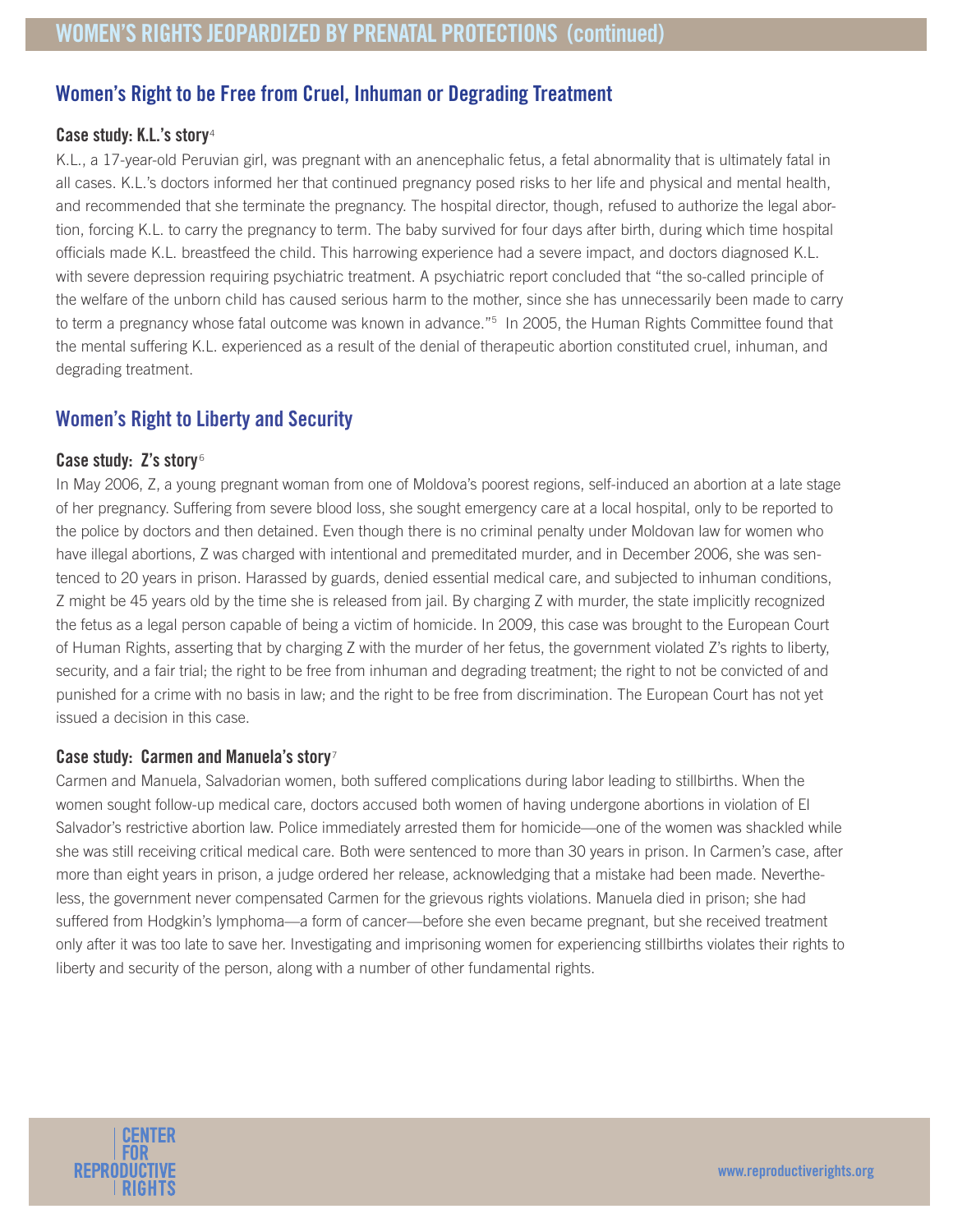## Women's Right to be Free from Cruel, Inhuman or Degrading Treatment

### Case study: K.L.'s story[4]

K.L., a 17-year-old Peruvian girl, was pregnant with an anencephalic fetus, a fetal abnormality that is ultimately fatal in all cases. K.L.'s doctors informed her that continued pregnancy posed risks to her life and physical and mental health, and recommended that she terminate the pregnancy. The hospital director, though, refused to authorize the legal abortion, forcing K.L. to carry the pregnancy to term. The baby survived for four days after birth, during which time hospital officials made K.L. breastfeed the child. This harrowing experience had a severe impact, and doctors diagnosed K.L. with severe depression requiring psychiatric treatment. A psychiatric report concluded that "the so-called principle of the welfare of the unborn child has caused serious harm to the mother, since she has unnecessarily been made to carry to term a pregnancy whose fatal outcome was known in advance."[5] In 2005, the Human Rights Committee found that the mental suffering K.L. experienced as a result of the denial of therapeutic abortion constituted cruel, inhuman, and degrading treatment.

## Women's Right to Liberty and Security

### Case study: Z's story[6]

In May 2006, Z, a young pregnant woman from one of Moldova's poorest regions, self-induced an abortion at a late stage of her pregnancy. Suffering from severe blood loss, she sought emergency care at a local hospital, only to be reported to the police by doctors and then detained. Even though there is no criminal penalty under Moldovan law for women who have illegal abortions, Z was charged with intentional and premeditated murder, and in December 2006, she was sentenced to 20 years in prison. Harassed by guards, denied essential medical care, and subjected to inhuman conditions, Z might be 45 years old by the time she is released from jail. By charging Z with murder, the state implicitly recognized the fetus as a legal person capable of being a victim of homicide. In 2009, this case was brought to the European Court of Human Rights, asserting that by charging Z with the murder of her fetus, the government violated Z's rights to liberty, security, and a fair trial; the right to be free from inhuman and degrading treatment; the right to not be convicted of and punished for a crime with no basis in law; and the right to be free from discrimination. The European Court has not yet issued a decision in this case.

### Case study: Carmen and Manuela's story[7]

Carmen and Manuela, Salvadoran women, both suffered complications during labor leading to stillbirths. When the women sought follow-up medical care, doctors accused both women of having undergone abortions in violation of El Salvador's restrictive abortion law. Police immediately arrested them for homicide—one of the women was shackled while she was still receiving critical medical care. Both were sentenced to more than 30 years in prison. In Carmen's case, after more than eight years in prison, a judge ordered her release, acknowledging that a mistake had been made. Nevertheless, the government never compensated Carmen for the grievous rights violations. Manuela died in prison; she had suffered from Hodgkin's lymphoma—a form of cancer—before she even became pregnant, but she received treatment only after it was too late to save her. Investigating and imprisoning women for experiencing stillbirths violates their rights to liberty and security of the person, along with a number of other fundamental rights.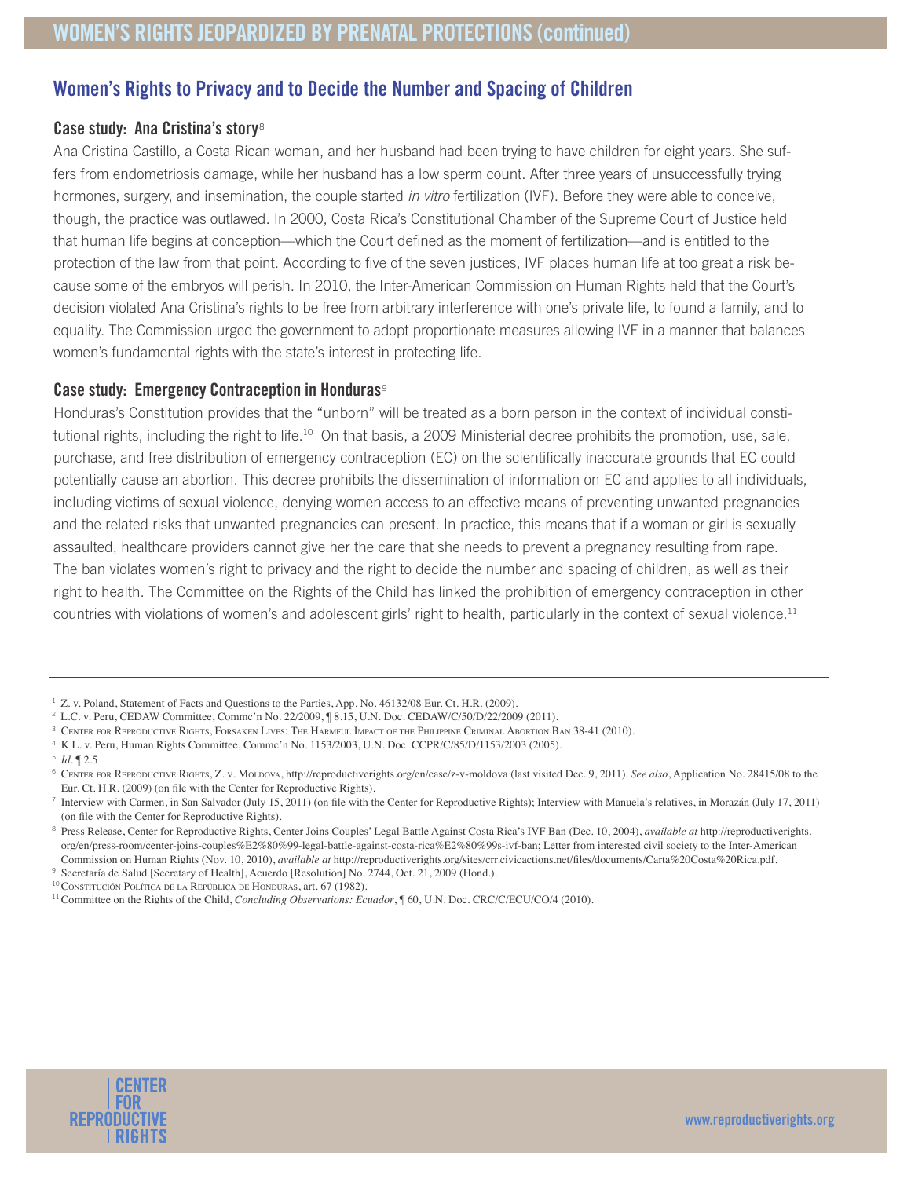## Women's Rights to Privacy and to Decide the Number and Spacing of Children

### Case study: Ana Cristina's story[8]

Ana Cristina Castillo, a Costa Rican woman, and her husband had been trying to have children for eight years. She suffers from endometriosis damage, while her husband has a low sperm count. After three years of unsuccessfully trying hormones, surgery, and insemination, the couple started *in vitro* fertilization (IVF). Before they were able to conceive, though, the practice was outlawed. In 2000, Costa Rica's Constitutional Chamber of the Supreme Court of Justice held that human life begins at conception—which the Court defined as the moment of fertilization—and is entitled to the protection of the law from that point. According to five of the seven justices, IVF places human life at too great a risk because some of the embryos will perish. In 2010, the Inter-American Commission on Human Rights held that the Court's decision violated Ana Cristina's rights to be free from arbitrary interference with one's private life, to found a family, and to equality. The Commission urged the government to adopt proportionate measures allowing IVF in a manner that balances women's fundamental rights with the state's interest in protecting life.

### Case study: Emergency Contraception in Honduras[9]

Honduras's Constitution provides that the "unborn" will be treated as a born person in the context of individual constitutional rights, including the right to life.[10] On that basis, a 2009 Ministerial decree prohibits the promotion, use, sale, purchase, and free distribution of emergency contraception (EC) on the scientifically inaccurate grounds that EC could potentially cause an abortion. This decree prohibits the dissemination of information on EC and applies to all individuals, including victims of sexual violence, denying women access to an effective means of preventing unwanted pregnancies and the related risks that unwanted pregnancies can present. In practice, this means that if a woman or girl is sexually assaulted, healthcare providers cannot give her the care that she needs to prevent a pregnancy resulting from rape. The ban violates women's right to privacy and the right to decide the number and spacing of children, as well as their right to health. The Committee on the Rights of the Child has linked the prohibition of emergency contraception in other countries with violations of women's and adolescent girls' right to health, particularly in the context of sexual violence.[11]

---

[1] Z. v. Poland, Statement of Facts and Questions to the Parties, App. No. 46132/08 Eur. Ct. H.R. (2009).

[2] L.C. v. Peru, CEDAW Committee, Commc'n No. 22/2009, ¶ 8.15, U.N. Doc. CEDAW/C/50/D/22/2009 (2011).

[3] Center for Reproductive Rights, Forsaken Lives: The Harmful Impact of the Philippine Criminal Abortion Ban 38-41 (2010).

[4] K.L. v. Peru, Human Rights Committee, Commc'n No. 1153/2003, U.N. Doc. CCPR/C/85/D/1153/2003 (2005).

[5] *Id.* ¶ 2.5

[6] Center for Reproductive Rights, Z. v. Moldova, http://reproductiverights.org/en/case/z-v-moldova (last visited Dec. 9, 2011). *See also*, Application No. 28415/08 to the Eur. Ct. H.R. (2009) (on file with the Center for Reproductive Rights).

[7] Interview with Carmen, in San Salvador (July 15, 2011) (on file with the Center for Reproductive Rights); Interview with Manuela's relatives, in Morazán (July 17, 2011) (on file with the Center for Reproductive Rights).

[8] Press Release, Center for Reproductive Rights, Center Joins Couples' Legal Battle Against Costa Rica's IVF Ban (Dec. 10, 2004), *available at* http://reproductiverights.org/en/press-room/center-joins-couples%E2%80%99-legal-battle-against-costa-rica%E2%80%99s-ivf-ban; Letter from interested civil society to the Inter-American Commission on Human Rights (Nov. 10, 2010), *available at* http://reproductiverights.org/sites/crr.civicactions.net/files/documents/Carta%20Costa%20Rica.pdf.

[9] Secretaría de Salud [Secretary of Health], Acuerdo [Resolution] No. 2744, Oct. 21, 2009 (Hond.).

[10] Constitución Política de la República de Honduras, art. 67 (1982).

[11] Committee on the Rights of the Child, *Concluding Observations: Ecuador*, ¶ 60, U.N. Doc. CRC/C/ECU/CO/4 (2010).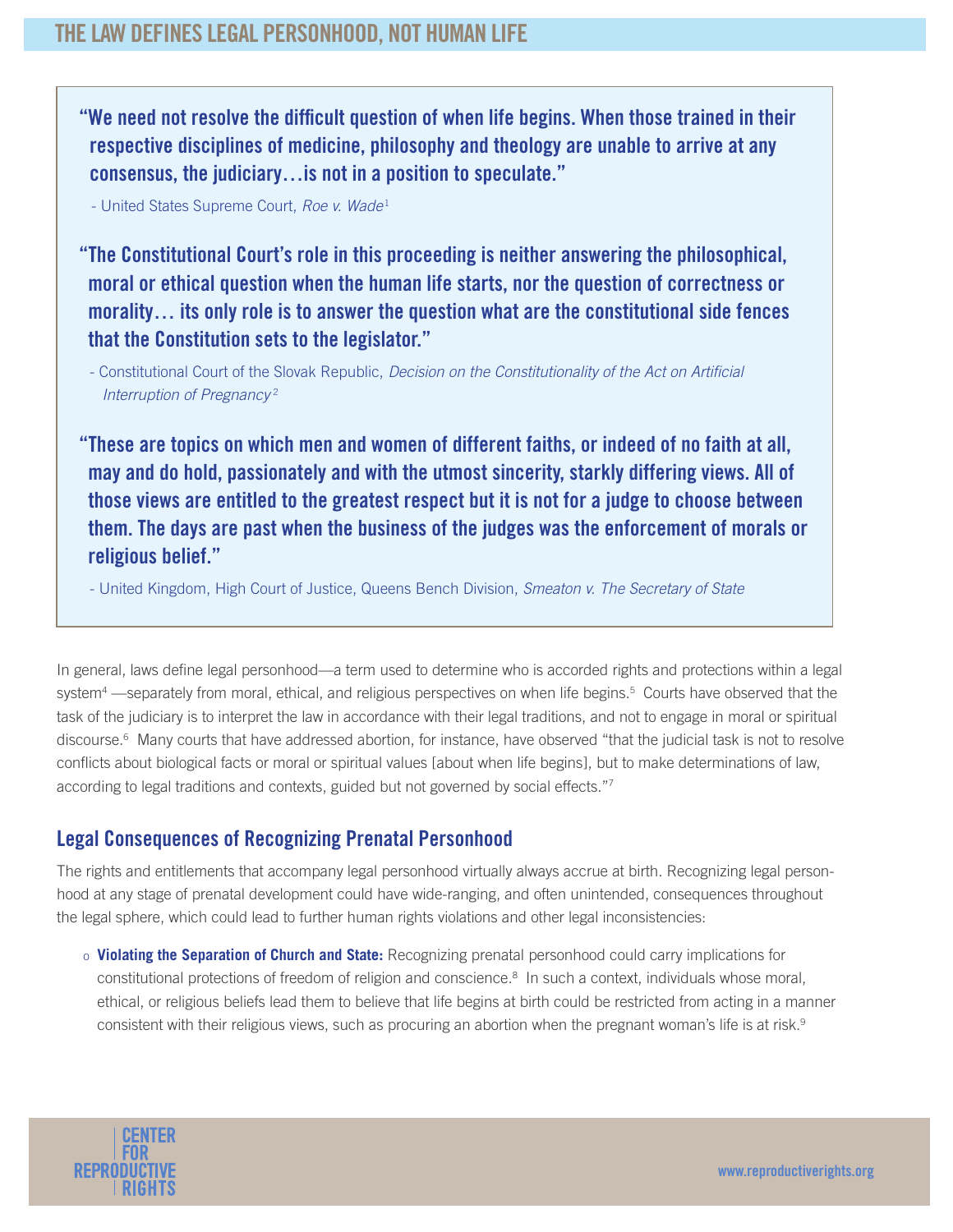## THE LAW DEFINES LEGAL PERSONHOOD, NOT HUMAN LIFE

> **"We need not resolve the difficult question of when life begins. When those trained in their respective disciplines of medicine, philosophy and theology are unable to arrive at any consensus, the judiciary…is not in a position to speculate."**
>
> - United States Supreme Court, *Roe v. Wade*[1]
>
> **"The Constitutional Court's role in this proceeding is neither answering the philosophical, moral or ethical question when the human life starts, nor the question of correctness or morality… its only role is to answer the question what are the constitutional side fences that the Constitution sets to the legislator."**
>
> - Constitutional Court of the Slovak Republic, *Decision on the Constitutionality of the Act on Artificial Interruption of Pregnancy*[2]
>
> **"These are topics on which men and women of different faiths, or indeed of no faith at all, may and do hold, passionately and with the utmost sincerity, starkly differing views. All of those views are entitled to the greatest respect but it is not for a judge to choose between them. The days are past when the business of the judges was the enforcement of morals or religious belief."**
>
> - United Kingdom, High Court of Justice, Queens Bench Division, *Smeaton v. The Secretary of State*

In general, laws define legal personhood—a term used to determine who is accorded rights and protections within a legal system[4] —separately from moral, ethical, and religious perspectives on when life begins.[5] Courts have observed that the task of the judiciary is to interpret the law in accordance with their legal traditions, and not to engage in moral or spiritual discourse.[6] Many courts that have addressed abortion, for instance, have observed "that the judicial task is not to resolve conflicts about biological facts or moral or spiritual values [about when life begins], but to make determinations of law, according to legal traditions and contexts, guided but not governed by social effects."[7]

### Legal Consequences of Recognizing Prenatal Personhood

The rights and entitlements that accompany legal personhood virtually always accrue at birth. Recognizing legal personhood at any stage of prenatal development could have wide-ranging, and often unintended, consequences throughout the legal sphere, which could lead to further human rights violations and other legal inconsistencies:

- **Violating the Separation of Church and State:** Recognizing prenatal personhood could carry implications for constitutional protections of freedom of religion and conscience.[8] In such a context, individuals whose moral, ethical, or religious beliefs lead them to believe that life begins at birth could be restricted from acting in a manner consistent with their religious views, such as procuring an abortion when the pregnant woman's life is at risk.[9]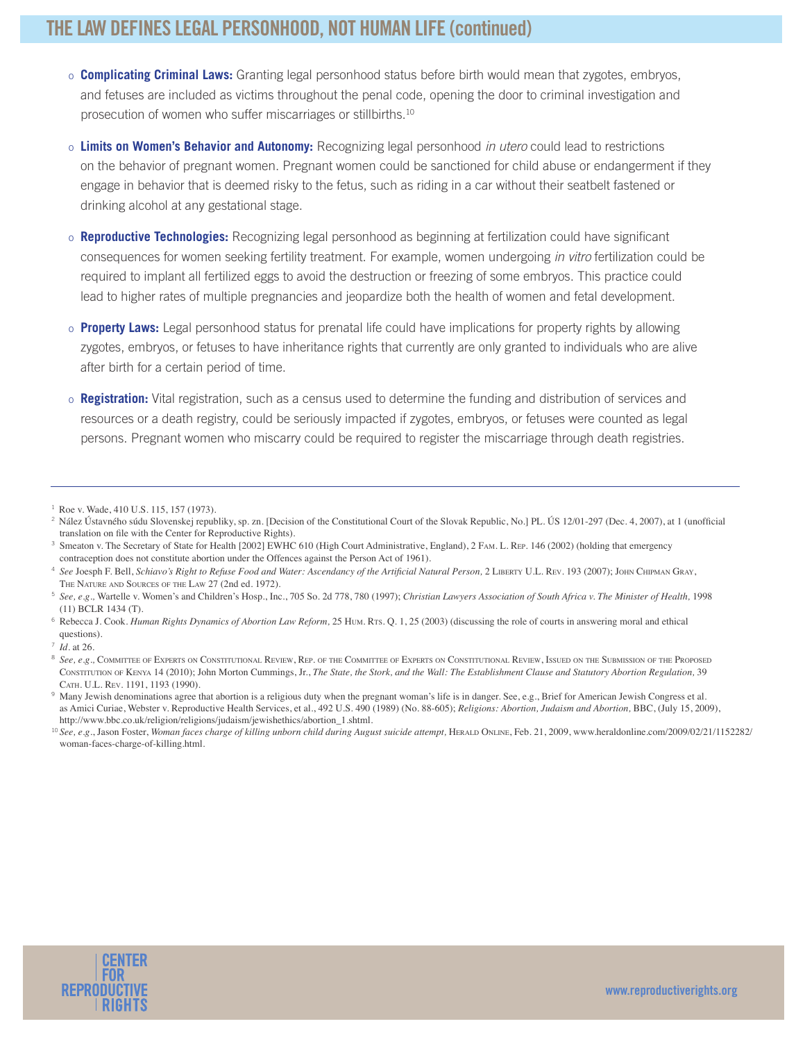## THE LAW DEFINES LEGAL PERSONHOOD, NOT HUMAN LIFE (continued)

- **Complicating Criminal Laws:** Granting legal personhood status before birth would mean that zygotes, embryos, and fetuses are included as victims throughout the penal code, opening the door to criminal investigation and prosecution of women who suffer miscarriages or stillbirths.[10]

- **Limits on Women's Behavior and Autonomy:** Recognizing legal personhood *in utero* could lead to restrictions on the behavior of pregnant women. Pregnant women could be sanctioned for child abuse or endangerment if they engage in behavior that is deemed risky to the fetus, such as riding in a car without their seatbelt fastened or drinking alcohol at any gestational stage.

- **Reproductive Technologies:** Recognizing legal personhood as beginning at fertilization could have significant consequences for women seeking fertility treatment. For example, women undergoing *in vitro* fertilization could be required to implant all fertilized eggs to avoid the destruction or freezing of some embryos. This practice could lead to higher rates of multiple pregnancies and jeopardize both the health of women and fetal development.

- **Property Laws:** Legal personhood status for prenatal life could have implications for property rights by allowing zygotes, embryos, or fetuses to have inheritance rights that currently are only granted to individuals who are alive after birth for a certain period of time.

- **Registration:** Vital registration, such as a census used to determine the funding and distribution of services and resources or a death registry, could be seriously impacted if zygotes, embryos, or fetuses were counted as legal persons. Pregnant women who miscarry could be required to register the miscarriage through death registries.

---

[1] Roe v. Wade, 410 U.S. 115, 157 (1973).

[2] Nález Ústavného súdu Slovenskej republiky, sp. zn. [Decision of the Constitutional Court of the Slovak Republic, No.] PL. ÚS 12/01-297 (Dec. 4, 2007), at 1 (unofficial translation on file with the Center for Reproductive Rights).

[3] Smeaton v. The Secretary of State for Health [2002] EWHC 610 (High Court Administrative, England), 2 Fam. L. Rep. 146 (2002) (holding that emergency contraception does not constitute abortion under the Offences against the Person Act of 1961).

[4] *See* Joesph F. Bell, *Schiavo's Right to Refuse Food and Water: Ascendancy of the Artificial Natural Person,* 2 Liberty U.L. Rev. 193 (2007); John Chipman Gray, The Nature and Sources of the Law 27 (2nd ed. 1972).

[5] *See, e.g.,* Wartelle v. Women's and Children's Hosp., Inc., 705 So. 2d 778, 780 (1997); *Christian Lawyers Association of South Africa v. The Minister of Health,* 1998 (11) BCLR 1434 (T).

[6] Rebecca J. Cook. *Human Rights Dynamics of Abortion Law Reform,* 25 Hum. Rts. Q. 1, 25 (2003) (discussing the role of courts in answering moral and ethical questions).

[7] *Id*. at 26.

[8] *See, e.g.,* Committee of Experts on Constitutional Review, Rep. of the Committee of Experts on Constitutional Review, Issued on the Submission of the Proposed Constitution of Kenya 14 (2010); John Morton Cummings, Jr., *The State, the Stork, and the Wall: The Establishment Clause and Statutory Abortion Regulation,* 39 Cath. U.L. Rev. 1191, 1193 (1990).

[9] Many Jewish denominations agree that abortion is a religious duty when the pregnant woman's life is in danger. See, e.g., Brief for American Jewish Congress et al. as Amici Curiae, Webster v. Reproductive Health Services, et al., 492 U.S. 490 (1989) (No. 88-605); *Religions: Abortion, Judaism and Abortion,* BBC, (July 15, 2009), http://www.bbc.co.uk/religion/religions/judaism/jewishethics/abortion_1.shtml.

[10] *See, e.g*., Jason Foster, *Woman faces charge of killing unborn child during August suicide attempt,* Herald Online, Feb. 21, 2009, www.heraldonline.com/2009/02/21/1152282/woman-faces-charge-of-killing.html.